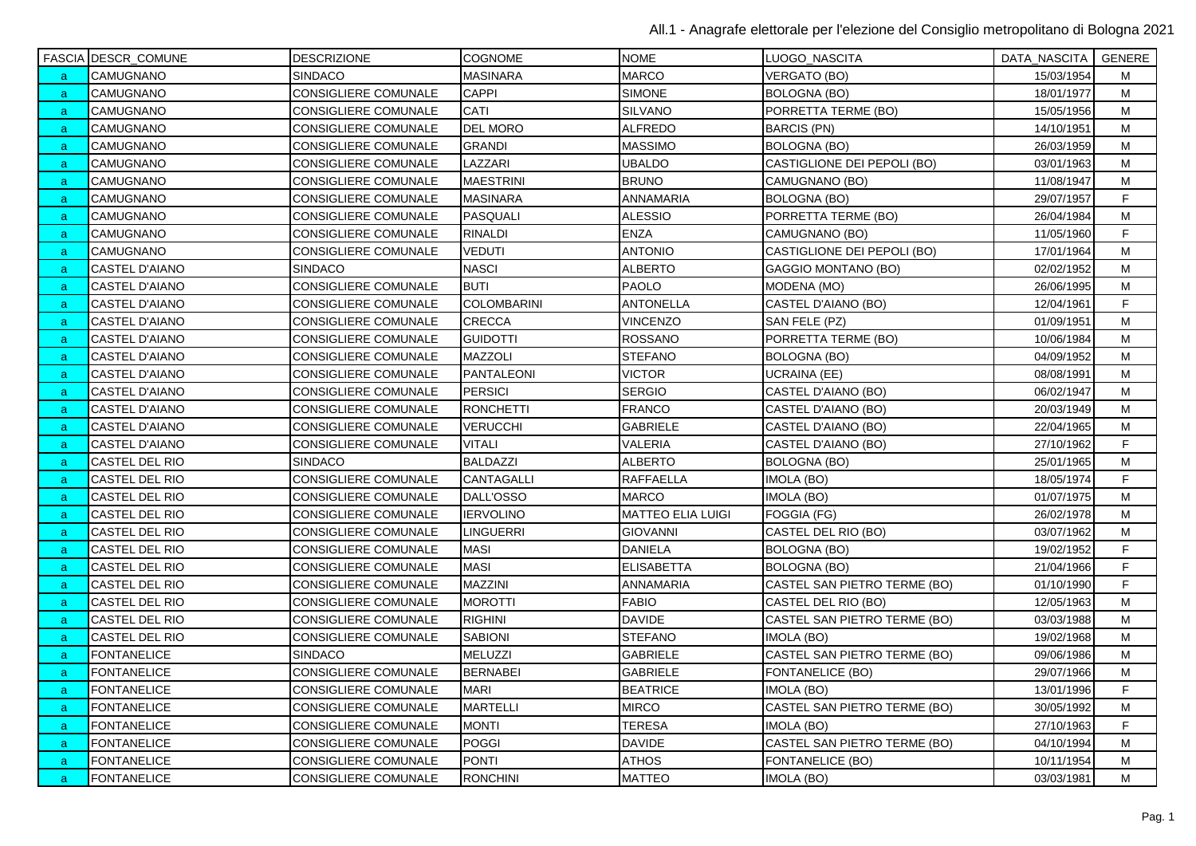All.1 - Anagrafe elettorale per l'elezione del Consiglio metropolitano di Bologna 2021

| FASCIA | DESCR_COMUNE | DESCRIZIONE | COGNOME | NOME | LUOGO_NASCITA | DATA_NASCITA | GENERE |
|---|---|---|---|---|---|---|---|
| a | CAMUGNANO | SINDACO | MASINARA | MARCO | VERGATO (BO) | 15/03/1954 | M |
| a | CAMUGNANO | CONSIGLIERE COMUNALE | CAPPI | SIMONE | BOLOGNA (BO) | 18/01/1977 | M |
| a | CAMUGNANO | CONSIGLIERE COMUNALE | CATI | SILVANO | PORRETTA TERME (BO) | 15/05/1956 | M |
| a | CAMUGNANO | CONSIGLIERE COMUNALE | DEL MORO | ALFREDO | BARCIS (PN) | 14/10/1951 | M |
| a | CAMUGNANO | CONSIGLIERE COMUNALE | GRANDI | MASSIMO | BOLOGNA (BO) | 26/03/1959 | M |
| a | CAMUGNANO | CONSIGLIERE COMUNALE | LAZZARI | UBALDO | CASTIGLIONE DEI PEPOLI (BO) | 03/01/1963 | M |
| a | CAMUGNANO | CONSIGLIERE COMUNALE | MAESTRINI | BRUNO | CAMUGNANO (BO) | 11/08/1947 | M |
| a | CAMUGNANO | CONSIGLIERE COMUNALE | MASINARA | ANNAMARIA | BOLOGNA (BO) | 29/07/1957 | F |
| a | CAMUGNANO | CONSIGLIERE COMUNALE | PASQUALI | ALESSIO | PORRETTA TERME (BO) | 26/04/1984 | M |
| a | CAMUGNANO | CONSIGLIERE COMUNALE | RINALDI | ENZA | CAMUGNANO (BO) | 11/05/1960 | F |
| a | CAMUGNANO | CONSIGLIERE COMUNALE | VEDUTI | ANTONIO | CASTIGLIONE DEI PEPOLI (BO) | 17/01/1964 | M |
| a | CASTEL D'AIANO | SINDACO | NASCI | ALBERTO | GAGGIO MONTANO (BO) | 02/02/1952 | M |
| a | CASTEL D'AIANO | CONSIGLIERE COMUNALE | BUTI | PAOLO | MODENA (MO) | 26/06/1995 | M |
| a | CASTEL D'AIANO | CONSIGLIERE COMUNALE | COLOMBARINI | ANTONELLA | CASTEL D'AIANO (BO) | 12/04/1961 | F |
| a | CASTEL D'AIANO | CONSIGLIERE COMUNALE | CRECCA | VINCENZO | SAN FELE (PZ) | 01/09/1951 | M |
| a | CASTEL D'AIANO | CONSIGLIERE COMUNALE | GUIDOTTI | ROSSANO | PORRETTA TERME (BO) | 10/06/1984 | M |
| a | CASTEL D'AIANO | CONSIGLIERE COMUNALE | MAZZOLI | STEFANO | BOLOGNA (BO) | 04/09/1952 | M |
| a | CASTEL D'AIANO | CONSIGLIERE COMUNALE | PANTALEONI | VICTOR | UCRAINA (EE) | 08/08/1991 | M |
| a | CASTEL D'AIANO | CONSIGLIERE COMUNALE | PERSICI | SERGIO | CASTEL D'AIANO (BO) | 06/02/1947 | M |
| a | CASTEL D'AIANO | CONSIGLIERE COMUNALE | RONCHETTI | FRANCO | CASTEL D'AIANO (BO) | 20/03/1949 | M |
| a | CASTEL D'AIANO | CONSIGLIERE COMUNALE | VERUCCHI | GABRIELE | CASTEL D'AIANO (BO) | 22/04/1965 | M |
| a | CASTEL D'AIANO | CONSIGLIERE COMUNALE | VITALI | VALERIA | CASTEL D'AIANO (BO) | 27/10/1962 | F |
| a | CASTEL DEL RIO | SINDACO | BALDAZZI | ALBERTO | BOLOGNA (BO) | 25/01/1965 | M |
| a | CASTEL DEL RIO | CONSIGLIERE COMUNALE | CANTAGALLI | RAFFAELLA | IMOLA (BO) | 18/05/1974 | F |
| a | CASTEL DEL RIO | CONSIGLIERE COMUNALE | DALL'OSSO | MARCO | IMOLA (BO) | 01/07/1975 | M |
| a | CASTEL DEL RIO | CONSIGLIERE COMUNALE | IERVOLINO | MATTEO ELIA LUIGI | FOGGIA (FG) | 26/02/1978 | M |
| a | CASTEL DEL RIO | CONSIGLIERE COMUNALE | LINGUERRI | GIOVANNI | CASTEL DEL RIO (BO) | 03/07/1962 | M |
| a | CASTEL DEL RIO | CONSIGLIERE COMUNALE | MASI | DANIELA | BOLOGNA (BO) | 19/02/1952 | F |
| a | CASTEL DEL RIO | CONSIGLIERE COMUNALE | MASI | ELISABETTA | BOLOGNA (BO) | 21/04/1966 | F |
| a | CASTEL DEL RIO | CONSIGLIERE COMUNALE | MAZZINI | ANNAMARIA | CASTEL SAN PIETRO TERME (BO) | 01/10/1990 | F |
| a | CASTEL DEL RIO | CONSIGLIERE COMUNALE | MOROTTI | FABIO | CASTEL DEL RIO (BO) | 12/05/1963 | M |
| a | CASTEL DEL RIO | CONSIGLIERE COMUNALE | RIGHINI | DAVIDE | CASTEL SAN PIETRO TERME (BO) | 03/03/1988 | M |
| a | CASTEL DEL RIO | CONSIGLIERE COMUNALE | SABIONI | STEFANO | IMOLA (BO) | 19/02/1968 | M |
| a | FONTANELICE | SINDACO | MELUZZI | GABRIELE | CASTEL SAN PIETRO TERME (BO) | 09/06/1986 | M |
| a | FONTANELICE | CONSIGLIERE COMUNALE | BERNABEI | GABRIELE | FONTANELICE (BO) | 29/07/1966 | M |
| a | FONTANELICE | CONSIGLIERE COMUNALE | MARI | BEATRICE | IMOLA (BO) | 13/01/1996 | F |
| a | FONTANELICE | CONSIGLIERE COMUNALE | MARTELLI | MIRCO | CASTEL SAN PIETRO TERME (BO) | 30/05/1992 | M |
| a | FONTANELICE | CONSIGLIERE COMUNALE | MONTI | TERESA | IMOLA (BO) | 27/10/1963 | F |
| a | FONTANELICE | CONSIGLIERE COMUNALE | POGGI | DAVIDE | CASTEL SAN PIETRO TERME (BO) | 04/10/1994 | M |
| a | FONTANELICE | CONSIGLIERE COMUNALE | PONTI | ATHOS | FONTANELICE (BO) | 10/11/1954 | M |
| a | FONTANELICE | CONSIGLIERE COMUNALE | RONCHINI | MATTEO | IMOLA (BO) | 03/03/1981 | M |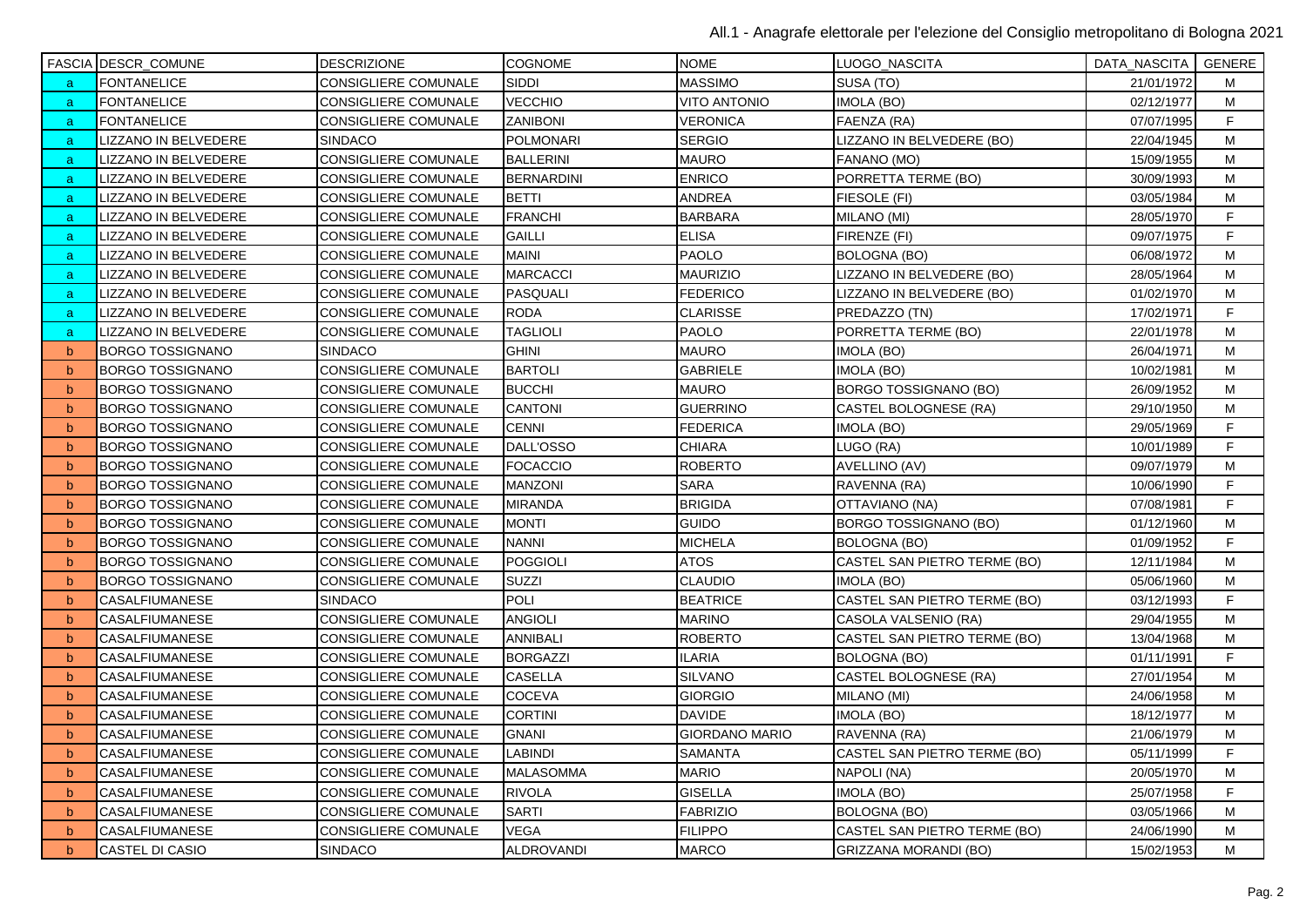| FASCIA | DESCR_COMUNE | DESCRIZIONE | COGNOME | NOME | LUOGO_NASCITA | DATA_NASCITA | GENERE |
|---|---|---|---|---|---|---|---|
| a | FONTANELICE | CONSIGLIERE COMUNALE | SIDDI | MASSIMO | SUSA (TO) | 21/01/1972 | M |
| a | FONTANELICE | CONSIGLIERE COMUNALE | VECCHIO | VITO ANTONIO | IMOLA (BO) | 02/12/1977 | M |
| a | FONTANELICE | CONSIGLIERE COMUNALE | ZANIBONI | VERONICA | FAENZA (RA) | 07/07/1995 | F |
| a | LIZZANO IN BELVEDERE | SINDACO | POLMONARI | SERGIO | LIZZANO IN BELVEDERE (BO) | 22/04/1945 | M |
| a | LIZZANO IN BELVEDERE | CONSIGLIERE COMUNALE | BALLERINI | MAURO | FANANO (MO) | 15/09/1955 | M |
| a | LIZZANO IN BELVEDERE | CONSIGLIERE COMUNALE | BERNARDINI | ENRICO | PORRETTA TERME (BO) | 30/09/1993 | M |
| a | LIZZANO IN BELVEDERE | CONSIGLIERE COMUNALE | BETTI | ANDREA | FIESOLE (FI) | 03/05/1984 | M |
| a | LIZZANO IN BELVEDERE | CONSIGLIERE COMUNALE | FRANCHI | BARBARA | MILANO (MI) | 28/05/1970 | F |
| a | LIZZANO IN BELVEDERE | CONSIGLIERE COMUNALE | GAILLI | ELISA | FIRENZE (FI) | 09/07/1975 | F |
| a | LIZZANO IN BELVEDERE | CONSIGLIERE COMUNALE | MAINI | PAOLO | BOLOGNA (BO) | 06/08/1972 | M |
| a | LIZZANO IN BELVEDERE | CONSIGLIERE COMUNALE | MARCACCI | MAURIZIO | LIZZANO IN BELVEDERE (BO) | 28/05/1964 | M |
| a | LIZZANO IN BELVEDERE | CONSIGLIERE COMUNALE | PASQUALI | FEDERICO | LIZZANO IN BELVEDERE (BO) | 01/02/1970 | M |
| a | LIZZANO IN BELVEDERE | CONSIGLIERE COMUNALE | RODA | CLARISSE | PREDAZZO (TN) | 17/02/1971 | F |
| a | LIZZANO IN BELVEDERE | CONSIGLIERE COMUNALE | TAGLIOLI | PAOLO | PORRETTA TERME (BO) | 22/01/1978 | M |
| b | BORGO TOSSIGNANO | SINDACO | GHINI | MAURO | IMOLA (BO) | 26/04/1971 | M |
| b | BORGO TOSSIGNANO | CONSIGLIERE COMUNALE | BARTOLI | GABRIELE | IMOLA (BO) | 10/02/1981 | M |
| b | BORGO TOSSIGNANO | CONSIGLIERE COMUNALE | BUCCHI | MAURO | BORGO TOSSIGNANO (BO) | 26/09/1952 | M |
| b | BORGO TOSSIGNANO | CONSIGLIERE COMUNALE | CANTONI | GUERRINO | CASTEL BOLOGNESE (RA) | 29/10/1950 | M |
| b | BORGO TOSSIGNANO | CONSIGLIERE COMUNALE | CENNI | FEDERICA | IMOLA (BO) | 29/05/1969 | F |
| b | BORGO TOSSIGNANO | CONSIGLIERE COMUNALE | DALL'OSSO | CHIARA | LUGO (RA) | 10/01/1989 | F |
| b | BORGO TOSSIGNANO | CONSIGLIERE COMUNALE | FOCACCIO | ROBERTO | AVELLINO (AV) | 09/07/1979 | M |
| b | BORGO TOSSIGNANO | CONSIGLIERE COMUNALE | MANZONI | SARA | RAVENNA (RA) | 10/06/1990 | F |
| b | BORGO TOSSIGNANO | CONSIGLIERE COMUNALE | MIRANDA | BRIGIDA | OTTAVIANO (NA) | 07/08/1981 | F |
| b | BORGO TOSSIGNANO | CONSIGLIERE COMUNALE | MONTI | GUIDO | BORGO TOSSIGNANO (BO) | 01/12/1960 | M |
| b | BORGO TOSSIGNANO | CONSIGLIERE COMUNALE | NANNI | MICHELA | BOLOGNA (BO) | 01/09/1952 | F |
| b | BORGO TOSSIGNANO | CONSIGLIERE COMUNALE | POGGIOLI | ATOS | CASTEL SAN PIETRO TERME (BO) | 12/11/1984 | M |
| b | BORGO TOSSIGNANO | CONSIGLIERE COMUNALE | SUZZI | CLAUDIO | IMOLA (BO) | 05/06/1960 | M |
| b | CASALFIUMANESE | SINDACO | POLI | BEATRICE | CASTEL SAN PIETRO TERME (BO) | 03/12/1993 | F |
| b | CASALFIUMANESE | CONSIGLIERE COMUNALE | ANGIOLI | MARINO | CASOLA VALSENIO (RA) | 29/04/1955 | M |
| b | CASALFIUMANESE | CONSIGLIERE COMUNALE | ANNIBALI | ROBERTO | CASTEL SAN PIETRO TERME (BO) | 13/04/1968 | M |
| b | CASALFIUMANESE | CONSIGLIERE COMUNALE | BORGAZZI | ILARIA | BOLOGNA (BO) | 01/11/1991 | F |
| b | CASALFIUMANESE | CONSIGLIERE COMUNALE | CASELLA | SILVANO | CASTEL BOLOGNESE (RA) | 27/01/1954 | M |
| b | CASALFIUMANESE | CONSIGLIERE COMUNALE | COCEVA | GIORGIO | MILANO (MI) | 24/06/1958 | M |
| b | CASALFIUMANESE | CONSIGLIERE COMUNALE | CORTINI | DAVIDE | IMOLA (BO) | 18/12/1977 | M |
| b | CASALFIUMANESE | CONSIGLIERE COMUNALE | GNANI | GIORDANO MARIO | RAVENNA (RA) | 21/06/1979 | M |
| b | CASALFIUMANESE | CONSIGLIERE COMUNALE | LABINDI | SAMANTA | CASTEL SAN PIETRO TERME (BO) | 05/11/1999 | F |
| b | CASALFIUMANESE | CONSIGLIERE COMUNALE | MALASOMMA | MARIO | NAPOLI (NA) | 20/05/1970 | M |
| b | CASALFIUMANESE | CONSIGLIERE COMUNALE | RIVOLA | GISELLA | IMOLA (BO) | 25/07/1958 | F |
| b | CASALFIUMANESE | CONSIGLIERE COMUNALE | SARTI | FABRIZIO | BOLOGNA (BO) | 03/05/1966 | M |
| b | CASALFIUMANESE | CONSIGLIERE COMUNALE | VEGA | FILIPPO | CASTEL SAN PIETRO TERME (BO) | 24/06/1990 | M |
| b | CASTEL DI CASIO | SINDACO | ALDROVANDI | MARCO | GRIZZANA MORANDI (BO) | 15/02/1953 | M |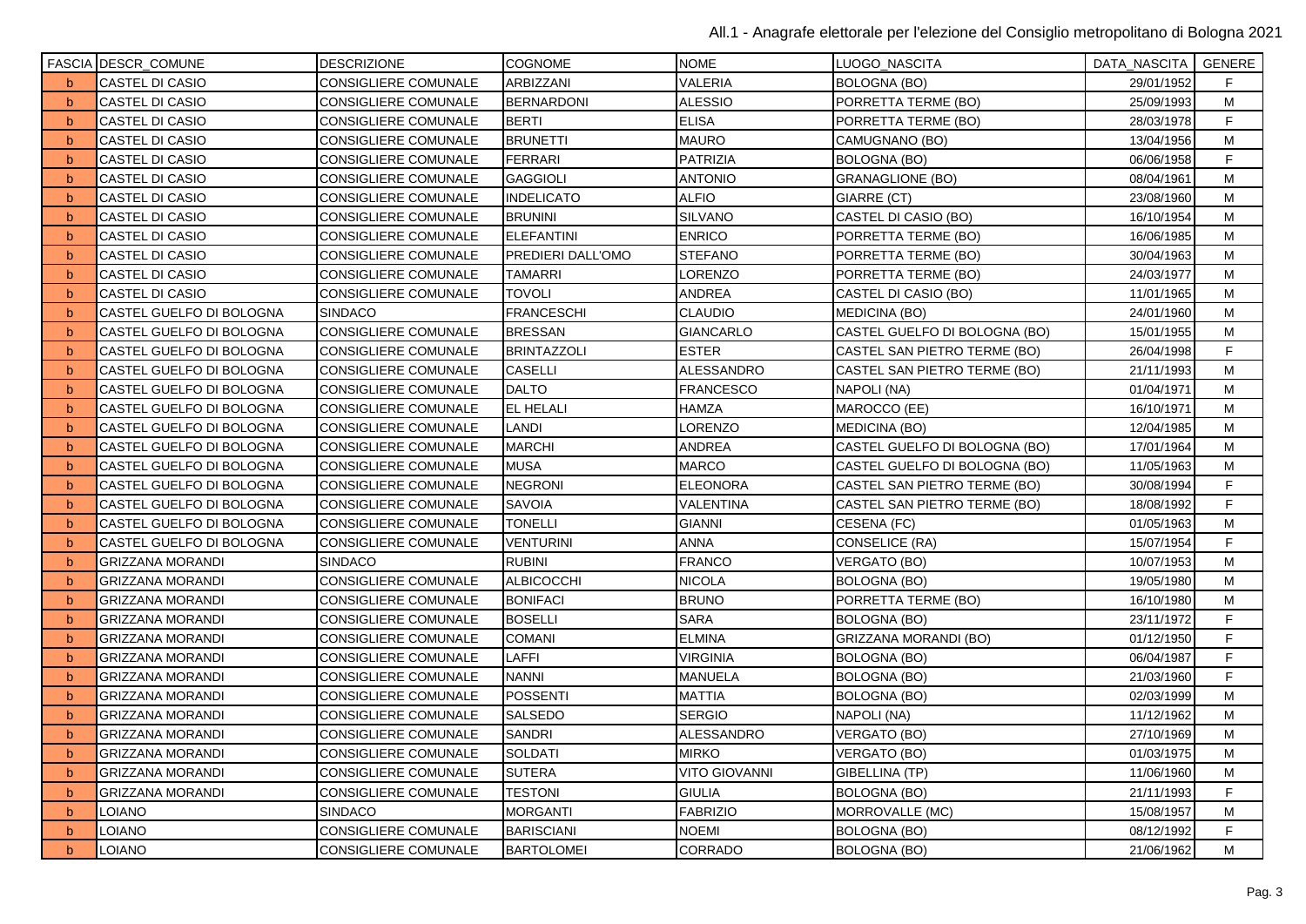| FASCIA | DESCR_COMUNE | DESCRIZIONE | COGNOME | NOME | LUOGO_NASCITA | DATA_NASCITA | GENERE |
|---|---|---|---|---|---|---|---|
| b | CASTEL DI CASIO | CONSIGLIERE COMUNALE | ARBIZZANI | VALERIA | BOLOGNA (BO) | 29/01/1952 | F |
| b | CASTEL DI CASIO | CONSIGLIERE COMUNALE | BERNARDONI | ALESSIO | PORRETTA TERME (BO) | 25/09/1993 | M |
| b | CASTEL DI CASIO | CONSIGLIERE COMUNALE | BERTI | ELISA | PORRETTA TERME (BO) | 28/03/1978 | F |
| b | CASTEL DI CASIO | CONSIGLIERE COMUNALE | BRUNETTI | MAURO | CAMUGNANO (BO) | 13/04/1956 | M |
| b | CASTEL DI CASIO | CONSIGLIERE COMUNALE | FERRARI | PATRIZIA | BOLOGNA (BO) | 06/06/1958 | F |
| b | CASTEL DI CASIO | CONSIGLIERE COMUNALE | GAGGIOLI | ANTONIO | GRANAGLIONE (BO) | 08/04/1961 | M |
| b | CASTEL DI CASIO | CONSIGLIERE COMUNALE | INDELICATO | ALFIO | GIARRE (CT) | 23/08/1960 | M |
| b | CASTEL DI CASIO | CONSIGLIERE COMUNALE | BRUNINI | SILVANO | CASTEL DI CASIO (BO) | 16/10/1954 | M |
| b | CASTEL DI CASIO | CONSIGLIERE COMUNALE | ELEFANTINI | ENRICO | PORRETTA TERME (BO) | 16/06/1985 | M |
| b | CASTEL DI CASIO | CONSIGLIERE COMUNALE | PREDIERI DALL'OMO | STEFANO | PORRETTA TERME (BO) | 30/04/1963 | M |
| b | CASTEL DI CASIO | CONSIGLIERE COMUNALE | TAMARRI | LORENZO | PORRETTA TERME (BO) | 24/03/1977 | M |
| b | CASTEL DI CASIO | CONSIGLIERE COMUNALE | TOVOLI | ANDREA | CASTEL DI CASIO (BO) | 11/01/1965 | M |
| b | CASTEL GUELFO DI BOLOGNA | SINDACO | FRANCESCHI | CLAUDIO | MEDICINA (BO) | 24/01/1960 | M |
| b | CASTEL GUELFO DI BOLOGNA | CONSIGLIERE COMUNALE | BRESSAN | GIANCARLO | CASTEL GUELFO DI BOLOGNA (BO) | 15/01/1955 | M |
| b | CASTEL GUELFO DI BOLOGNA | CONSIGLIERE COMUNALE | BRINTAZZOLI | ESTER | CASTEL SAN PIETRO TERME (BO) | 26/04/1998 | F |
| b | CASTEL GUELFO DI BOLOGNA | CONSIGLIERE COMUNALE | CASELLI | ALESSANDRO | CASTEL SAN PIETRO TERME (BO) | 21/11/1993 | M |
| b | CASTEL GUELFO DI BOLOGNA | CONSIGLIERE COMUNALE | DALTO | FRANCESCO | NAPOLI (NA) | 01/04/1971 | M |
| b | CASTEL GUELFO DI BOLOGNA | CONSIGLIERE COMUNALE | EL HELALI | HAMZA | MAROCCO (EE) | 16/10/1971 | M |
| b | CASTEL GUELFO DI BOLOGNA | CONSIGLIERE COMUNALE | LANDI | LORENZO | MEDICINA (BO) | 12/04/1985 | M |
| b | CASTEL GUELFO DI BOLOGNA | CONSIGLIERE COMUNALE | MARCHI | ANDREA | CASTEL GUELFO DI BOLOGNA (BO) | 17/01/1964 | M |
| b | CASTEL GUELFO DI BOLOGNA | CONSIGLIERE COMUNALE | MUSA | MARCO | CASTEL GUELFO DI BOLOGNA (BO) | 11/05/1963 | M |
| b | CASTEL GUELFO DI BOLOGNA | CONSIGLIERE COMUNALE | NEGRONI | ELEONORA | CASTEL SAN PIETRO TERME (BO) | 30/08/1994 | F |
| b | CASTEL GUELFO DI BOLOGNA | CONSIGLIERE COMUNALE | SAVOIA | VALENTINA | CASTEL SAN PIETRO TERME (BO) | 18/08/1992 | F |
| b | CASTEL GUELFO DI BOLOGNA | CONSIGLIERE COMUNALE | TONELLI | GIANNI | CESENA (FC) | 01/05/1963 | M |
| b | CASTEL GUELFO DI BOLOGNA | CONSIGLIERE COMUNALE | VENTURINI | ANNA | CONSELICE (RA) | 15/07/1954 | F |
| b | GRIZZANA MORANDI | SINDACO | RUBINI | FRANCO | VERGATO (BO) | 10/07/1953 | M |
| b | GRIZZANA MORANDI | CONSIGLIERE COMUNALE | ALBICOCCHI | NICOLA | BOLOGNA (BO) | 19/05/1980 | M |
| b | GRIZZANA MORANDI | CONSIGLIERE COMUNALE | BONIFACI | BRUNO | PORRETTA TERME (BO) | 16/10/1980 | M |
| b | GRIZZANA MORANDI | CONSIGLIERE COMUNALE | BOSELLI | SARA | BOLOGNA (BO) | 23/11/1972 | F |
| b | GRIZZANA MORANDI | CONSIGLIERE COMUNALE | COMANI | ELMINA | GRIZZANA MORANDI (BO) | 01/12/1950 | F |
| b | GRIZZANA MORANDI | CONSIGLIERE COMUNALE | LAFFI | VIRGINIA | BOLOGNA (BO) | 06/04/1987 | F |
| b | GRIZZANA MORANDI | CONSIGLIERE COMUNALE | NANNI | MANUELA | BOLOGNA (BO) | 21/03/1960 | F |
| b | GRIZZANA MORANDI | CONSIGLIERE COMUNALE | POSSENTI | MATTIA | BOLOGNA (BO) | 02/03/1999 | M |
| b | GRIZZANA MORANDI | CONSIGLIERE COMUNALE | SALSEDO | SERGIO | NAPOLI (NA) | 11/12/1962 | M |
| b | GRIZZANA MORANDI | CONSIGLIERE COMUNALE | SANDRI | ALESSANDRO | VERGATO (BO) | 27/10/1969 | M |
| b | GRIZZANA MORANDI | CONSIGLIERE COMUNALE | SOLDATI | MIRKO | VERGATO (BO) | 01/03/1975 | M |
| b | GRIZZANA MORANDI | CONSIGLIERE COMUNALE | SUTERA | VITO GIOVANNI | GIBELLINA (TP) | 11/06/1960 | M |
| b | GRIZZANA MORANDI | CONSIGLIERE COMUNALE | TESTONI | GIULIA | BOLOGNA (BO) | 21/11/1993 | F |
| b | LOIANO | SINDACO | MORGANTI | FABRIZIO | MORROVALLE (MC) | 15/08/1957 | M |
| b | LOIANO | CONSIGLIERE COMUNALE | BARISCIANI | NOEMI | BOLOGNA (BO) | 08/12/1992 | F |
| b | LOIANO | CONSIGLIERE COMUNALE | BARTOLOMEI | CORRADO | BOLOGNA (BO) | 21/06/1962 | M |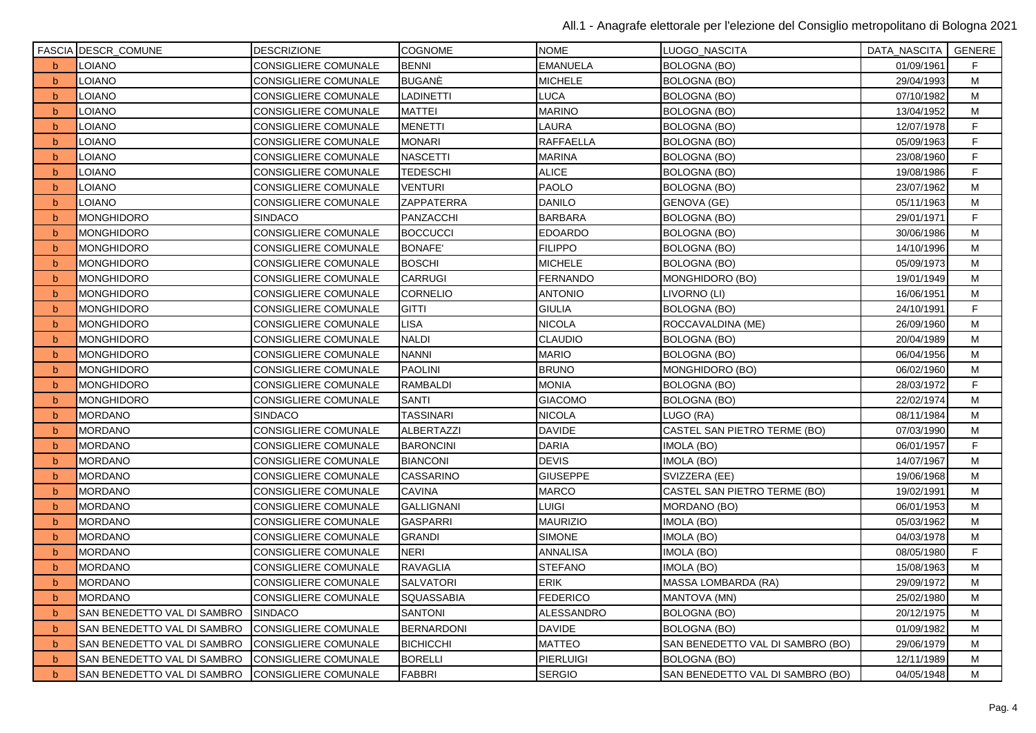| FASCIA | DESCR_COMUNE | DESCRIZIONE | COGNOME | NOME | LUOGO_NASCITA | DATA_NASCITA | GENERE |
|---|---|---|---|---|---|---|---|
| b | LOIANO | CONSIGLIERE COMUNALE | BENNI | EMANUELA | BOLOGNA (BO) | 01/09/1961 | F |
| b | LOIANO | CONSIGLIERE COMUNALE | BUGANÈ | MICHELE | BOLOGNA (BO) | 29/04/1993 | M |
| b | LOIANO | CONSIGLIERE COMUNALE | LADINETTI | LUCA | BOLOGNA (BO) | 07/10/1982 | M |
| b | LOIANO | CONSIGLIERE COMUNALE | MATTEI | MARINO | BOLOGNA (BO) | 13/04/1952 | M |
| b | LOIANO | CONSIGLIERE COMUNALE | MENETTI | LAURA | BOLOGNA (BO) | 12/07/1978 | F |
| b | LOIANO | CONSIGLIERE COMUNALE | MONARI | RAFFAELLA | BOLOGNA (BO) | 05/09/1963 | F |
| b | LOIANO | CONSIGLIERE COMUNALE | NASCETTI | MARINA | BOLOGNA (BO) | 23/08/1960 | F |
| b | LOIANO | CONSIGLIERE COMUNALE | TEDESCHI | ALICE | BOLOGNA (BO) | 19/08/1986 | F |
| b | LOIANO | CONSIGLIERE COMUNALE | VENTURI | PAOLO | BOLOGNA (BO) | 23/07/1962 | M |
| b | LOIANO | CONSIGLIERE COMUNALE | ZAPPATERRA | DANILO | GENOVA (GE) | 05/11/1963 | M |
| b | MONGHIDORO | SINDACO | PANZACCHI | BARBARA | BOLOGNA (BO) | 29/01/1971 | F |
| b | MONGHIDORO | CONSIGLIERE COMUNALE | BOCCUCCI | EDOARDO | BOLOGNA (BO) | 30/06/1986 | M |
| b | MONGHIDORO | CONSIGLIERE COMUNALE | BONAFE' | FILIPPO | BOLOGNA (BO) | 14/10/1996 | M |
| b | MONGHIDORO | CONSIGLIERE COMUNALE | BOSCHI | MICHELE | BOLOGNA (BO) | 05/09/1973 | M |
| b | MONGHIDORO | CONSIGLIERE COMUNALE | CARRUGI | FERNANDO | MONGHIDORO (BO) | 19/01/1949 | M |
| b | MONGHIDORO | CONSIGLIERE COMUNALE | CORNELIO | ANTONIO | LIVORNO (LI) | 16/06/1951 | M |
| b | MONGHIDORO | CONSIGLIERE COMUNALE | GITTI | GIULIA | BOLOGNA (BO) | 24/10/1991 | F |
| b | MONGHIDORO | CONSIGLIERE COMUNALE | LISA | NICOLA | ROCCAVALDINA (ME) | 26/09/1960 | M |
| b | MONGHIDORO | CONSIGLIERE COMUNALE | NALDI | CLAUDIO | BOLOGNA (BO) | 20/04/1989 | M |
| b | MONGHIDORO | CONSIGLIERE COMUNALE | NANNI | MARIO | BOLOGNA (BO) | 06/04/1956 | M |
| b | MONGHIDORO | CONSIGLIERE COMUNALE | PAOLINI | BRUNO | MONGHIDORO (BO) | 06/02/1960 | M |
| b | MONGHIDORO | CONSIGLIERE COMUNALE | RAMBALDI | MONIA | BOLOGNA (BO) | 28/03/1972 | F |
| b | MONGHIDORO | CONSIGLIERE COMUNALE | SANTI | GIACOMO | BOLOGNA (BO) | 22/02/1974 | M |
| b | MORDANO | SINDACO | TASSINARI | NICOLA | LUGO (RA) | 08/11/1984 | M |
| b | MORDANO | CONSIGLIERE COMUNALE | ALBERTAZZI | DAVIDE | CASTEL SAN PIETRO TERME (BO) | 07/03/1990 | M |
| b | MORDANO | CONSIGLIERE COMUNALE | BARONCINI | DARIA | IMOLA (BO) | 06/01/1957 | F |
| b | MORDANO | CONSIGLIERE COMUNALE | BIANCONI | DEVIS | IMOLA (BO) | 14/07/1967 | M |
| b | MORDANO | CONSIGLIERE COMUNALE | CASSARINO | GIUSEPPE | SVIZZERA (EE) | 19/06/1968 | M |
| b | MORDANO | CONSIGLIERE COMUNALE | CAVINA | MARCO | CASTEL SAN PIETRO TERME (BO) | 19/02/1991 | M |
| b | MORDANO | CONSIGLIERE COMUNALE | GALLIGNANI | LUIGI | MORDANO (BO) | 06/01/1953 | M |
| b | MORDANO | CONSIGLIERE COMUNALE | GASPARRI | MAURIZIO | IMOLA (BO) | 05/03/1962 | M |
| b | MORDANO | CONSIGLIERE COMUNALE | GRANDI | SIMONE | IMOLA (BO) | 04/03/1978 | M |
| b | MORDANO | CONSIGLIERE COMUNALE | NERI | ANNALISA | IMOLA (BO) | 08/05/1980 | F |
| b | MORDANO | CONSIGLIERE COMUNALE | RAVAGLIA | STEFANO | IMOLA (BO) | 15/08/1963 | M |
| b | MORDANO | CONSIGLIERE COMUNALE | SALVATORI | ERIK | MASSA LOMBARDA (RA) | 29/09/1972 | M |
| b | MORDANO | CONSIGLIERE COMUNALE | SQUASSABIA | FEDERICO | MANTOVA (MN) | 25/02/1980 | M |
| b | SAN BENEDETTO VAL DI SAMBRO | SINDACO | SANTONI | ALESSANDRO | BOLOGNA (BO) | 20/12/1975 | M |
| b | SAN BENEDETTO VAL DI SAMBRO | CONSIGLIERE COMUNALE | BERNARDONI | DAVIDE | BOLOGNA (BO) | 01/09/1982 | M |
| b | SAN BENEDETTO VAL DI SAMBRO | CONSIGLIERE COMUNALE | BICHICCHI | MATTEO | SAN BENEDETTO VAL DI SAMBRO (BO) | 29/06/1979 | M |
| b | SAN BENEDETTO VAL DI SAMBRO | CONSIGLIERE COMUNALE | BORELLI | PIERLUIGI | BOLOGNA (BO) | 12/11/1989 | M |
| b | SAN BENEDETTO VAL DI SAMBRO | CONSIGLIERE COMUNALE | FABBRI | SERGIO | SAN BENEDETTO VAL DI SAMBRO (BO) | 04/05/1948 | M |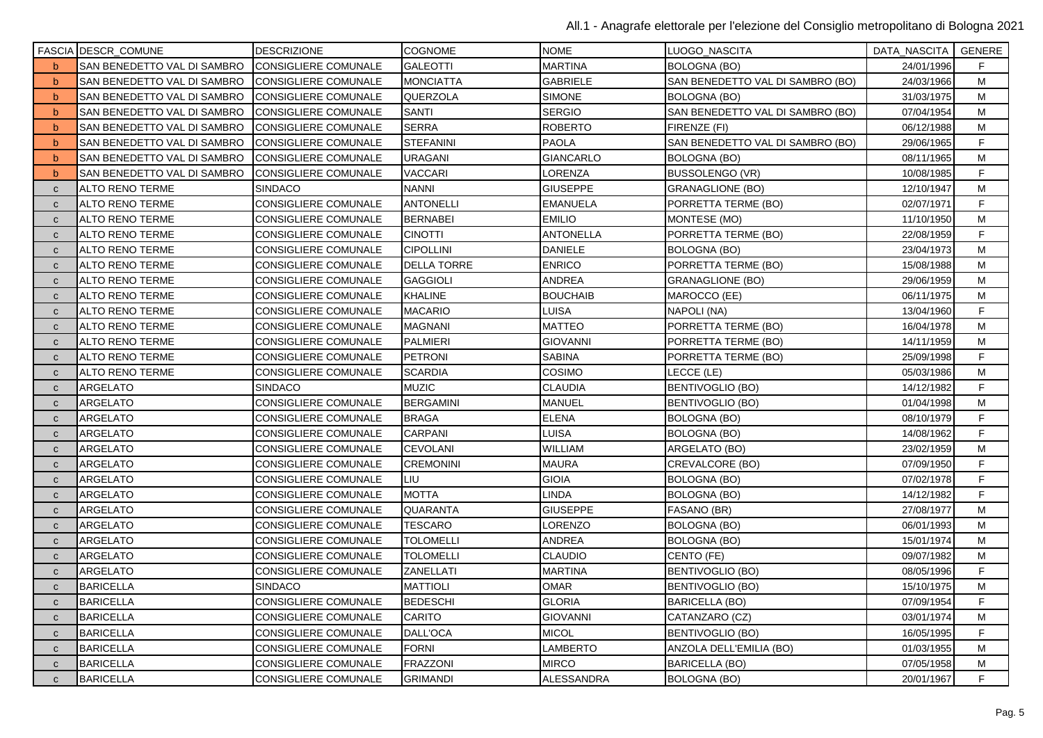| FASCIA | DESCR_COMUNE | DESCRIZIONE | COGNOME | NOME | LUOGO_NASCITA | DATA_NASCITA | GENERE |
|---|---|---|---|---|---|---|---|
| b | SAN BENEDETTO VAL DI SAMBRO | CONSIGLIERE COMUNALE | GALEOTTI | MARTINA | BOLOGNA (BO) | 24/01/1996 | F |
| b | SAN BENEDETTO VAL DI SAMBRO | CONSIGLIERE COMUNALE | MONCIATTA | GABRIELE | SAN BENEDETTO VAL DI SAMBRO (BO) | 24/03/1966 | M |
| b | SAN BENEDETTO VAL DI SAMBRO | CONSIGLIERE COMUNALE | QUERZOLA | SIMONE | BOLOGNA (BO) | 31/03/1975 | M |
| b | SAN BENEDETTO VAL DI SAMBRO | CONSIGLIERE COMUNALE | SANTI | SERGIO | SAN BENEDETTO VAL DI SAMBRO (BO) | 07/04/1954 | M |
| b | SAN BENEDETTO VAL DI SAMBRO | CONSIGLIERE COMUNALE | SERRA | ROBERTO | FIRENZE (FI) | 06/12/1988 | M |
| b | SAN BENEDETTO VAL DI SAMBRO | CONSIGLIERE COMUNALE | STEFANINI | PAOLA | SAN BENEDETTO VAL DI SAMBRO (BO) | 29/06/1965 | F |
| b | SAN BENEDETTO VAL DI SAMBRO | CONSIGLIERE COMUNALE | URAGANI | GIANCARLO | BOLOGNA (BO) | 08/11/1965 | M |
| b | SAN BENEDETTO VAL DI SAMBRO | CONSIGLIERE COMUNALE | VACCARI | LORENZA | BUSSOLENGO (VR) | 10/08/1985 | F |
| c | ALTO RENO TERME | SINDACO | NANNI | GIUSEPPE | GRANAGLIONE (BO) | 12/10/1947 | M |
| c | ALTO RENO TERME | CONSIGLIERE COMUNALE | ANTONELLI | EMANUELA | PORRETTA TERME (BO) | 02/07/1971 | F |
| c | ALTO RENO TERME | CONSIGLIERE COMUNALE | BERNABEI | EMILIO | MONTESE (MO) | 11/10/1950 | M |
| c | ALTO RENO TERME | CONSIGLIERE COMUNALE | CINOTTI | ANTONELLA | PORRETTA TERME (BO) | 22/08/1959 | F |
| c | ALTO RENO TERME | CONSIGLIERE COMUNALE | CIPOLLINI | DANIELE | BOLOGNA (BO) | 23/04/1973 | M |
| c | ALTO RENO TERME | CONSIGLIERE COMUNALE | DELLA TORRE | ENRICO | PORRETTA TERME (BO) | 15/08/1988 | M |
| c | ALTO RENO TERME | CONSIGLIERE COMUNALE | GAGGIOLI | ANDREA | GRANAGLIONE (BO) | 29/06/1959 | M |
| c | ALTO RENO TERME | CONSIGLIERE COMUNALE | KHALINE | BOUCHAIB | MAROCCO (EE) | 06/11/1975 | M |
| c | ALTO RENO TERME | CONSIGLIERE COMUNALE | MACARIO | LUISA | NAPOLI (NA) | 13/04/1960 | F |
| c | ALTO RENO TERME | CONSIGLIERE COMUNALE | MAGNANI | MATTEO | PORRETTA TERME (BO) | 16/04/1978 | M |
| c | ALTO RENO TERME | CONSIGLIERE COMUNALE | PALMIERI | GIOVANNI | PORRETTA TERME (BO) | 14/11/1959 | M |
| c | ALTO RENO TERME | CONSIGLIERE COMUNALE | PETRONI | SABINA | PORRETTA TERME (BO) | 25/09/1998 | F |
| c | ALTO RENO TERME | CONSIGLIERE COMUNALE | SCARDIA | COSIMO | LECCE (LE) | 05/03/1986 | M |
| c | ARGELATO | SINDACO | MUZIC | CLAUDIA | BENTIVOGLIO (BO) | 14/12/1982 | F |
| c | ARGELATO | CONSIGLIERE COMUNALE | BERGAMINI | MANUEL | BENTIVOGLIO (BO) | 01/04/1998 | M |
| c | ARGELATO | CONSIGLIERE COMUNALE | BRAGA | ELENA | BOLOGNA (BO) | 08/10/1979 | F |
| c | ARGELATO | CONSIGLIERE COMUNALE | CARPANI | LUISA | BOLOGNA (BO) | 14/08/1962 | F |
| c | ARGELATO | CONSIGLIERE COMUNALE | CEVOLANI | WILLIAM | ARGELATO (BO) | 23/02/1959 | M |
| c | ARGELATO | CONSIGLIERE COMUNALE | CREMONINI | MAURA | CREVALCORE (BO) | 07/09/1950 | F |
| c | ARGELATO | CONSIGLIERE COMUNALE | LIU | GIOIA | BOLOGNA (BO) | 07/02/1978 | F |
| c | ARGELATO | CONSIGLIERE COMUNALE | MOTTA | LINDA | BOLOGNA (BO) | 14/12/1982 | F |
| c | ARGELATO | CONSIGLIERE COMUNALE | QUARANTA | GIUSEPPE | FASANO (BR) | 27/08/1977 | M |
| c | ARGELATO | CONSIGLIERE COMUNALE | TESCARO | LORENZO | BOLOGNA (BO) | 06/01/1993 | M |
| c | ARGELATO | CONSIGLIERE COMUNALE | TOLOMELLI | ANDREA | BOLOGNA (BO) | 15/01/1974 | M |
| c | ARGELATO | CONSIGLIERE COMUNALE | TOLOMELLI | CLAUDIO | CENTO (FE) | 09/07/1982 | M |
| c | ARGELATO | CONSIGLIERE COMUNALE | ZANELLATI | MARTINA | BENTIVOGLIO (BO) | 08/05/1996 | F |
| c | BARICELLA | SINDACO | MATTIOLI | OMAR | BENTIVOGLIO (BO) | 15/10/1975 | M |
| c | BARICELLA | CONSIGLIERE COMUNALE | BEDESCHI | GLORIA | BARICELLA (BO) | 07/09/1954 | F |
| c | BARICELLA | CONSIGLIERE COMUNALE | CARITO | GIOVANNI | CATANZARO (CZ) | 03/01/1974 | M |
| c | BARICELLA | CONSIGLIERE COMUNALE | DALL'OCA | MICOL | BENTIVOGLIO (BO) | 16/05/1995 | F |
| c | BARICELLA | CONSIGLIERE COMUNALE | FORNI | LAMBERTO | ANZOLA DELL'EMILIA (BO) | 01/03/1955 | M |
| c | BARICELLA | CONSIGLIERE COMUNALE | FRAZZONI | MIRCO | BARICELLA (BO) | 07/05/1958 | M |
| c | BARICELLA | CONSIGLIERE COMUNALE | GRIMANDI | ALESSANDRA | BOLOGNA (BO) | 20/01/1967 | F |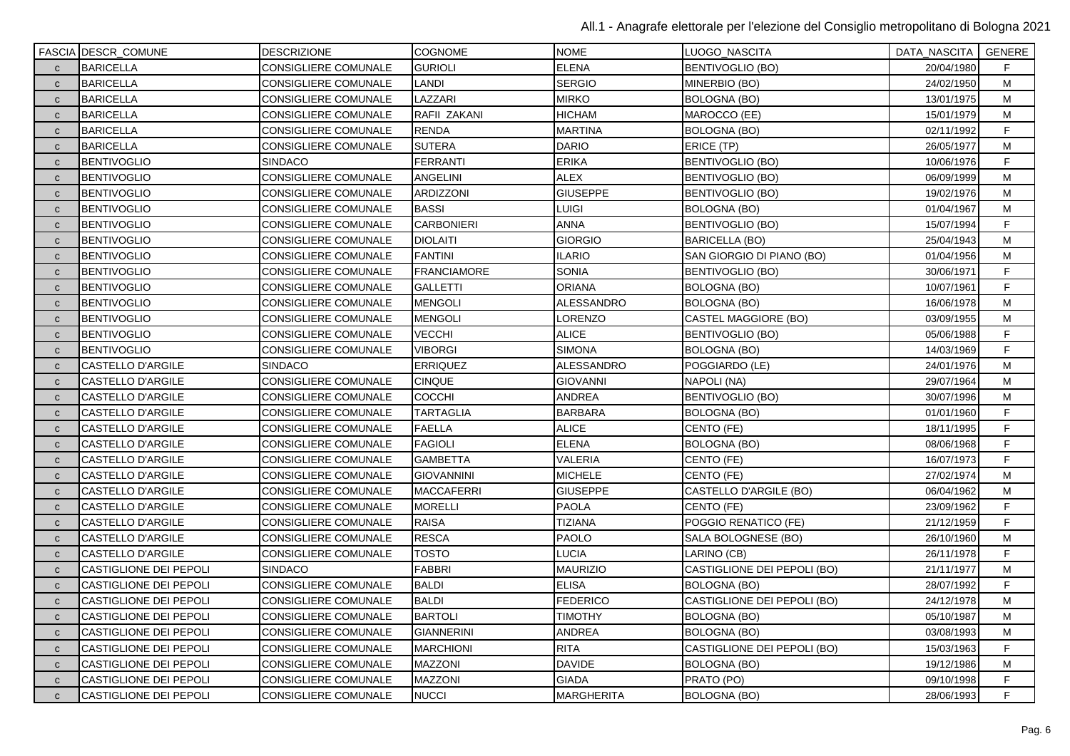| FASCIA | DESCR_COMUNE | DESCRIZIONE | COGNOME | NOME | LUOGO_NASCITA | DATA_NASCITA | GENERE |
|---|---|---|---|---|---|---|---|
| c | BARICELLA | CONSIGLIERE COMUNALE | GURIOLI | ELENA | BENTIVOGLIO (BO) | 20/04/1980 | F |
| c | BARICELLA | CONSIGLIERE COMUNALE | LANDI | SERGIO | MINERBIO (BO) | 24/02/1950 | M |
| c | BARICELLA | CONSIGLIERE COMUNALE | LAZZARI | MIRKO | BOLOGNA (BO) | 13/01/1975 | M |
| c | BARICELLA | CONSIGLIERE COMUNALE | RAFII ZAKANI | HICHAM | MAROCCO (EE) | 15/01/1979 | M |
| c | BARICELLA | CONSIGLIERE COMUNALE | RENDA | MARTINA | BOLOGNA (BO) | 02/11/1992 | F |
| c | BARICELLA | CONSIGLIERE COMUNALE | SUTERA | DARIO | ERICE (TP) | 26/05/1977 | M |
| c | BENTIVOGLIO | SINDACO | FERRANTI | ERIKA | BENTIVOGLIO (BO) | 10/06/1976 | F |
| c | BENTIVOGLIO | CONSIGLIERE COMUNALE | ANGELINI | ALEX | BENTIVOGLIO (BO) | 06/09/1999 | M |
| c | BENTIVOGLIO | CONSIGLIERE COMUNALE | ARDIZZONI | GIUSEPPE | BENTIVOGLIO (BO) | 19/02/1976 | M |
| c | BENTIVOGLIO | CONSIGLIERE COMUNALE | BASSI | LUIGI | BOLOGNA (BO) | 01/04/1967 | M |
| c | BENTIVOGLIO | CONSIGLIERE COMUNALE | CARBONIERI | ANNA | BENTIVOGLIO (BO) | 15/07/1994 | F |
| c | BENTIVOGLIO | CONSIGLIERE COMUNALE | DIOLAITI | GIORGIO | BARICELLA (BO) | 25/04/1943 | M |
| c | BENTIVOGLIO | CONSIGLIERE COMUNALE | FANTINI | ILARIO | SAN GIORGIO DI PIANO (BO) | 01/04/1956 | M |
| c | BENTIVOGLIO | CONSIGLIERE COMUNALE | FRANCIAMORE | SONIA | BENTIVOGLIO (BO) | 30/06/1971 | F |
| c | BENTIVOGLIO | CONSIGLIERE COMUNALE | GALLETTI | ORIANA | BOLOGNA (BO) | 10/07/1961 | F |
| c | BENTIVOGLIO | CONSIGLIERE COMUNALE | MENGOLI | ALESSANDRO | BOLOGNA (BO) | 16/06/1978 | M |
| c | BENTIVOGLIO | CONSIGLIERE COMUNALE | MENGOLI | LORENZO | CASTEL MAGGIORE (BO) | 03/09/1955 | M |
| c | BENTIVOGLIO | CONSIGLIERE COMUNALE | VECCHI | ALICE | BENTIVOGLIO (BO) | 05/06/1988 | F |
| c | BENTIVOGLIO | CONSIGLIERE COMUNALE | VIBORGI | SIMONA | BOLOGNA (BO) | 14/03/1969 | F |
| c | CASTELLO D'ARGILE | SINDACO | ERRIQUEZ | ALESSANDRO | POGGIARDO (LE) | 24/01/1976 | M |
| c | CASTELLO D'ARGILE | CONSIGLIERE COMUNALE | CINQUE | GIOVANNI | NAPOLI (NA) | 29/07/1964 | M |
| c | CASTELLO D'ARGILE | CONSIGLIERE COMUNALE | COCCHI | ANDREA | BENTIVOGLIO (BO) | 30/07/1996 | M |
| c | CASTELLO D'ARGILE | CONSIGLIERE COMUNALE | TARTAGLIA | BARBARA | BOLOGNA (BO) | 01/01/1960 | F |
| c | CASTELLO D'ARGILE | CONSIGLIERE COMUNALE | FAELLA | ALICE | CENTO (FE) | 18/11/1995 | F |
| c | CASTELLO D'ARGILE | CONSIGLIERE COMUNALE | FAGIOLI | ELENA | BOLOGNA (BO) | 08/06/1968 | F |
| c | CASTELLO D'ARGILE | CONSIGLIERE COMUNALE | GAMBETTA | VALERIA | CENTO (FE) | 16/07/1973 | F |
| c | CASTELLO D'ARGILE | CONSIGLIERE COMUNALE | GIOVANNINI | MICHELE | CENTO (FE) | 27/02/1974 | M |
| c | CASTELLO D'ARGILE | CONSIGLIERE COMUNALE | MACCAFERRI | GIUSEPPE | CASTELLO D'ARGILE (BO) | 06/04/1962 | M |
| c | CASTELLO D'ARGILE | CONSIGLIERE COMUNALE | MORELLI | PAOLA | CENTO (FE) | 23/09/1962 | F |
| c | CASTELLO D'ARGILE | CONSIGLIERE COMUNALE | RAISA | TIZIANA | POGGIO RENATICO (FE) | 21/12/1959 | F |
| c | CASTELLO D'ARGILE | CONSIGLIERE COMUNALE | RESCA | PAOLO | SALA BOLOGNESE (BO) | 26/10/1960 | M |
| c | CASTELLO D'ARGILE | CONSIGLIERE COMUNALE | TOSTO | LUCIA | LARINO (CB) | 26/11/1978 | F |
| c | CASTIGLIONE DEI PEPOLI | SINDACO | FABBRI | MAURIZIO | CASTIGLIONE DEI PEPOLI (BO) | 21/11/1977 | M |
| c | CASTIGLIONE DEI PEPOLI | CONSIGLIERE COMUNALE | BALDI | ELISA | BOLOGNA (BO) | 28/07/1992 | F |
| c | CASTIGLIONE DEI PEPOLI | CONSIGLIERE COMUNALE | BALDI | FEDERICO | CASTIGLIONE DEI PEPOLI (BO) | 24/12/1978 | M |
| c | CASTIGLIONE DEI PEPOLI | CONSIGLIERE COMUNALE | BARTOLI | TIMOTHY | BOLOGNA (BO) | 05/10/1987 | M |
| c | CASTIGLIONE DEI PEPOLI | CONSIGLIERE COMUNALE | GIANNERINI | ANDREA | BOLOGNA (BO) | 03/08/1993 | M |
| c | CASTIGLIONE DEI PEPOLI | CONSIGLIERE COMUNALE | MARCHIONI | RITA | CASTIGLIONE DEI PEPOLI (BO) | 15/03/1963 | F |
| c | CASTIGLIONE DEI PEPOLI | CONSIGLIERE COMUNALE | MAZZONI | DAVIDE | BOLOGNA (BO) | 19/12/1986 | M |
| c | CASTIGLIONE DEI PEPOLI | CONSIGLIERE COMUNALE | MAZZONI | GIADA | PRATO (PO) | 09/10/1998 | F |
| c | CASTIGLIONE DEI PEPOLI | CONSIGLIERE COMUNALE | NUCCI | MARGHERITA | BOLOGNA (BO) | 28/06/1993 | F |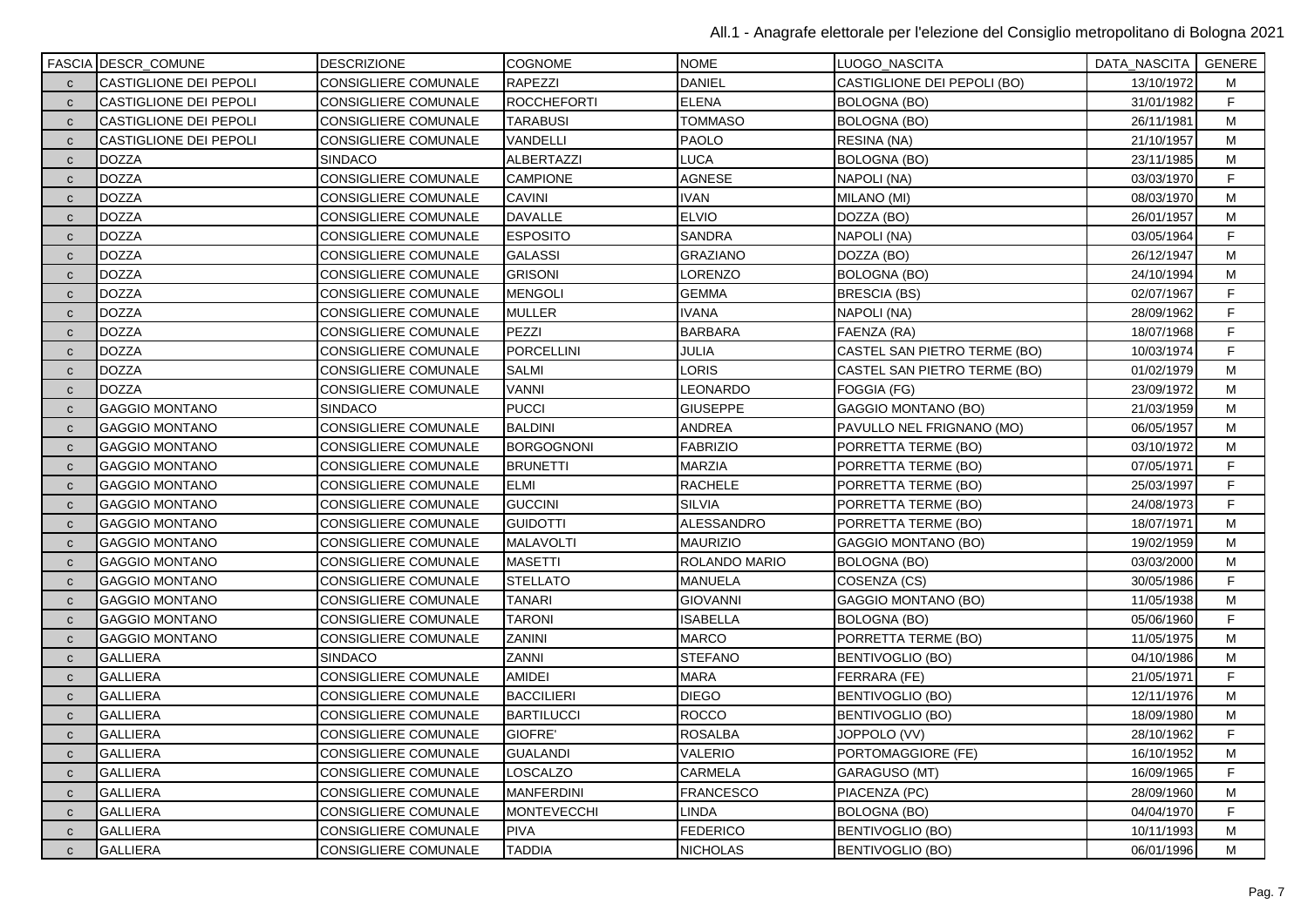| FASCIA | DESCR_COMUNE | DESCRIZIONE | COGNOME | NOME | LUOGO_NASCITA | DATA_NASCITA | GENERE |
|---|---|---|---|---|---|---|---|
| C | CASTIGLIONE DEI PEPOLI | CONSIGLIERE COMUNALE | RAPEZZI | DANIEL | CASTIGLIONE DEI PEPOLI (BO) | 13/10/1972 | M |
| C | CASTIGLIONE DEI PEPOLI | CONSIGLIERE COMUNALE | ROCCHEFORTI | ELENA | BOLOGNA (BO) | 31/01/1982 | F |
| C | CASTIGLIONE DEI PEPOLI | CONSIGLIERE COMUNALE | TARABUSI | TOMMASO | BOLOGNA (BO) | 26/11/1981 | M |
| C | CASTIGLIONE DEI PEPOLI | CONSIGLIERE COMUNALE | VANDELLI | PAOLO | RESINA (NA) | 21/10/1957 | M |
| C | DOZZA | SINDACO | ALBERTAZZI | LUCA | BOLOGNA (BO) | 23/11/1985 | M |
| C | DOZZA | CONSIGLIERE COMUNALE | CAMPIONE | AGNESE | NAPOLI (NA) | 03/03/1970 | F |
| C | DOZZA | CONSIGLIERE COMUNALE | CAVINI | IVAN | MILANO (MI) | 08/03/1970 | M |
| C | DOZZA | CONSIGLIERE COMUNALE | DAVALLE | ELVIO | DOZZA (BO) | 26/01/1957 | M |
| C | DOZZA | CONSIGLIERE COMUNALE | ESPOSITO | SANDRA | NAPOLI (NA) | 03/05/1964 | F |
| C | DOZZA | CONSIGLIERE COMUNALE | GALASSI | GRAZIANO | DOZZA (BO) | 26/12/1947 | M |
| C | DOZZA | CONSIGLIERE COMUNALE | GRISONI | LORENZO | BOLOGNA (BO) | 24/10/1994 | M |
| C | DOZZA | CONSIGLIERE COMUNALE | MENGOLI | GEMMA | BRESCIA (BS) | 02/07/1967 | F |
| C | DOZZA | CONSIGLIERE COMUNALE | MULLER | IVANA | NAPOLI (NA) | 28/09/1962 | F |
| C | DOZZA | CONSIGLIERE COMUNALE | PEZZI | BARBARA | FAENZA (RA) | 18/07/1968 | F |
| C | DOZZA | CONSIGLIERE COMUNALE | PORCELLINI | JULIA | CASTEL SAN PIETRO TERME (BO) | 10/03/1974 | F |
| C | DOZZA | CONSIGLIERE COMUNALE | SALMI | LORIS | CASTEL SAN PIETRO TERME (BO) | 01/02/1979 | M |
| C | DOZZA | CONSIGLIERE COMUNALE | VANNI | LEONARDO | FOGGIA (FG) | 23/09/1972 | M |
| C | GAGGIO MONTANO | SINDACO | PUCCI | GIUSEPPE | GAGGIO MONTANO (BO) | 21/03/1959 | M |
| C | GAGGIO MONTANO | CONSIGLIERE COMUNALE | BALDINI | ANDREA | PAVULLO NEL FRIGNANO (MO) | 06/05/1957 | M |
| C | GAGGIO MONTANO | CONSIGLIERE COMUNALE | BORGOGNONI | FABRIZIO | PORRETTA TERME (BO) | 03/10/1972 | M |
| C | GAGGIO MONTANO | CONSIGLIERE COMUNALE | BRUNETTI | MARZIA | PORRETTA TERME (BO) | 07/05/1971 | F |
| C | GAGGIO MONTANO | CONSIGLIERE COMUNALE | ELMI | RACHELE | PORRETTA TERME (BO) | 25/03/1997 | F |
| C | GAGGIO MONTANO | CONSIGLIERE COMUNALE | GUCCINI | SILVIA | PORRETTA TERME (BO) | 24/08/1973 | F |
| C | GAGGIO MONTANO | CONSIGLIERE COMUNALE | GUIDOTTI | ALESSANDRO | PORRETTA TERME (BO) | 18/07/1971 | M |
| C | GAGGIO MONTANO | CONSIGLIERE COMUNALE | MALAVOLTI | MAURIZIO | GAGGIO MONTANO (BO) | 19/02/1959 | M |
| C | GAGGIO MONTANO | CONSIGLIERE COMUNALE | MASETTI | ROLANDO MARIO | BOLOGNA (BO) | 03/03/2000 | M |
| C | GAGGIO MONTANO | CONSIGLIERE COMUNALE | STELLATO | MANUELA | COSENZA (CS) | 30/05/1986 | F |
| C | GAGGIO MONTANO | CONSIGLIERE COMUNALE | TANARI | GIOVANNI | GAGGIO MONTANO (BO) | 11/05/1938 | M |
| C | GAGGIO MONTANO | CONSIGLIERE COMUNALE | TARONI | ISABELLA | BOLOGNA (BO) | 05/06/1960 | F |
| C | GAGGIO MONTANO | CONSIGLIERE COMUNALE | ZANINI | MARCO | PORRETTA TERME (BO) | 11/05/1975 | M |
| C | GALLIERA | SINDACO | ZANNI | STEFANO | BENTIVOGLIO (BO) | 04/10/1986 | M |
| C | GALLIERA | CONSIGLIERE COMUNALE | AMIDEI | MARA | FERRARA (FE) | 21/05/1971 | F |
| C | GALLIERA | CONSIGLIERE COMUNALE | BACCILIERI | DIEGO | BENTIVOGLIO (BO) | 12/11/1976 | M |
| C | GALLIERA | CONSIGLIERE COMUNALE | BARTILUCCI | ROCCO | BENTIVOGLIO (BO) | 18/09/1980 | M |
| C | GALLIERA | CONSIGLIERE COMUNALE | GIOFRE' | ROSALBA | JOPPOLO (VV) | 28/10/1962 | F |
| C | GALLIERA | CONSIGLIERE COMUNALE | GUALANDI | VALERIO | PORTOMAGGIORE (FE) | 16/10/1952 | M |
| C | GALLIERA | CONSIGLIERE COMUNALE | LOSCALZO | CARMELA | GARAGUSO (MT) | 16/09/1965 | F |
| C | GALLIERA | CONSIGLIERE COMUNALE | MANFERDINI | FRANCESCO | PIACENZA (PC) | 28/09/1960 | M |
| C | GALLIERA | CONSIGLIERE COMUNALE | MONTEVECCHI | LINDA | BOLOGNA (BO) | 04/04/1970 | F |
| C | GALLIERA | CONSIGLIERE COMUNALE | PIVA | FEDERICO | BENTIVOGLIO (BO) | 10/11/1993 | M |
| C | GALLIERA | CONSIGLIERE COMUNALE | TADDIA | NICHOLAS | BENTIVOGLIO (BO) | 06/01/1996 | M |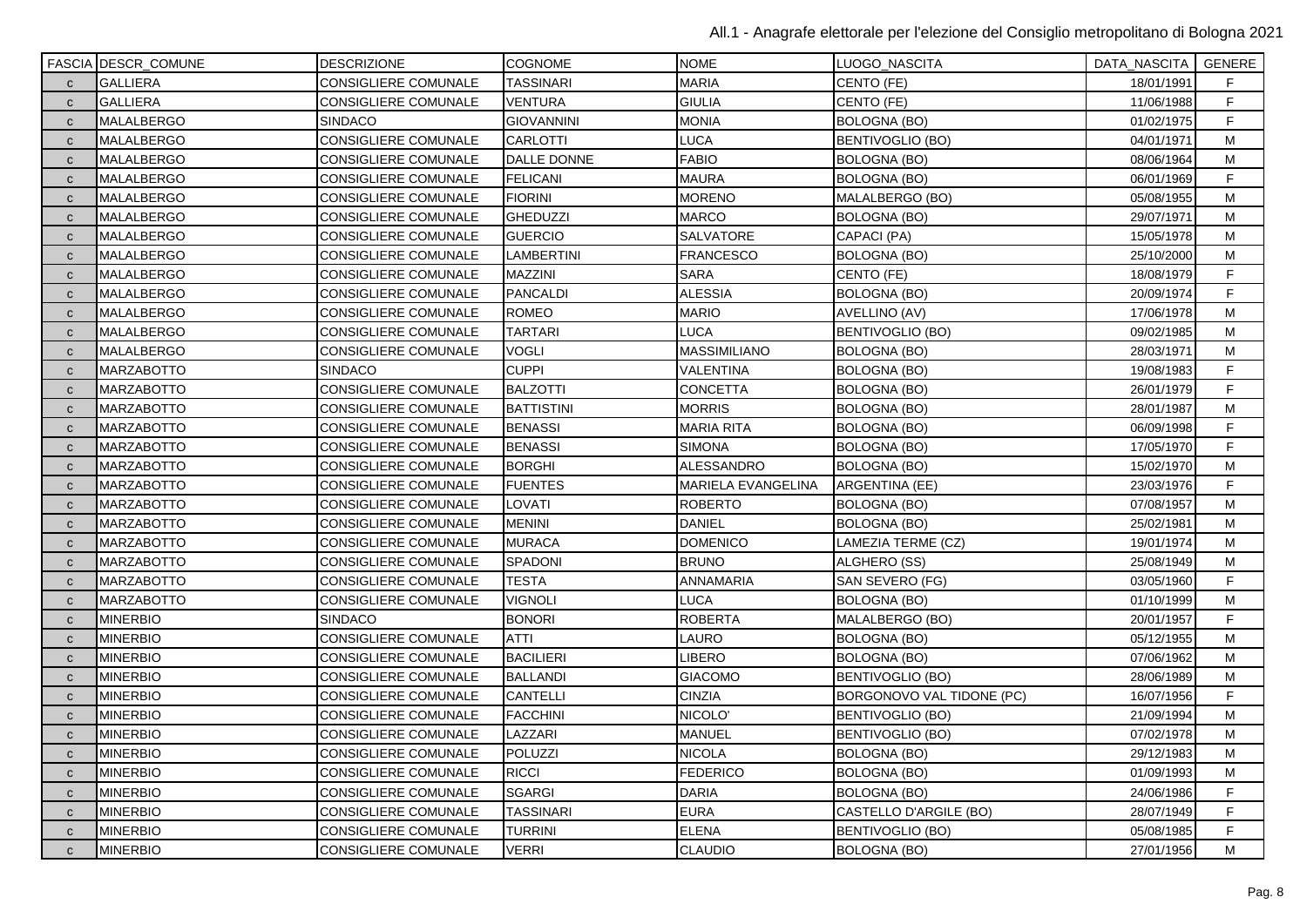| FASCIA | DESCR_COMUNE | DESCRIZIONE | COGNOME | NOME | LUOGO_NASCITA | DATA_NASCITA | GENERE |
|---|---|---|---|---|---|---|---|
| C | GALLIERA | CONSIGLIERE COMUNALE | TASSINARI | MARIA | CENTO (FE) | 18/01/1991 | F |
| C | GALLIERA | CONSIGLIERE COMUNALE | VENTURA | GIULIA | CENTO (FE) | 11/06/1988 | F |
| C | MALALBERGO | SINDACO | GIOVANNINI | MONIA | BOLOGNA (BO) | 01/02/1975 | F |
| C | MALALBERGO | CONSIGLIERE COMUNALE | CARLOTTI | LUCA | BENTIVOGLIO (BO) | 04/01/1971 | M |
| C | MALALBERGO | CONSIGLIERE COMUNALE | DALLE DONNE | FABIO | BOLOGNA (BO) | 08/06/1964 | M |
| C | MALALBERGO | CONSIGLIERE COMUNALE | FELICANI | MAURA | BOLOGNA (BO) | 06/01/1969 | F |
| C | MALALBERGO | CONSIGLIERE COMUNALE | FIORINI | MORENO | MALALBERGO (BO) | 05/08/1955 | M |
| C | MALALBERGO | CONSIGLIERE COMUNALE | GHEDUZZI | MARCO | BOLOGNA (BO) | 29/07/1971 | M |
| C | MALALBERGO | CONSIGLIERE COMUNALE | GUERCIO | SALVATORE | CAPACI (PA) | 15/05/1978 | M |
| C | MALALBERGO | CONSIGLIERE COMUNALE | LAMBERTINI | FRANCESCO | BOLOGNA (BO) | 25/10/2000 | M |
| C | MALALBERGO | CONSIGLIERE COMUNALE | MAZZINI | SARA | CENTO (FE) | 18/08/1979 | F |
| C | MALALBERGO | CONSIGLIERE COMUNALE | PANCALDI | ALESSIA | BOLOGNA (BO) | 20/09/1974 | F |
| C | MALALBERGO | CONSIGLIERE COMUNALE | ROMEO | MARIO | AVELLINO (AV) | 17/06/1978 | M |
| C | MALALBERGO | CONSIGLIERE COMUNALE | TARTARI | LUCA | BENTIVOGLIO (BO) | 09/02/1985 | M |
| C | MALALBERGO | CONSIGLIERE COMUNALE | VOGLI | MASSIMILIANO | BOLOGNA (BO) | 28/03/1971 | M |
| C | MARZABOTTO | SINDACO | CUPPI | VALENTINA | BOLOGNA (BO) | 19/08/1983 | F |
| C | MARZABOTTO | CONSIGLIERE COMUNALE | BALZOTTI | CONCETTA | BOLOGNA (BO) | 26/01/1979 | F |
| C | MARZABOTTO | CONSIGLIERE COMUNALE | BATTISTINI | MORRIS | BOLOGNA (BO) | 28/01/1987 | M |
| C | MARZABOTTO | CONSIGLIERE COMUNALE | BENASSI | MARIA RITA | BOLOGNA (BO) | 06/09/1998 | F |
| C | MARZABOTTO | CONSIGLIERE COMUNALE | BENASSI | SIMONA | BOLOGNA (BO) | 17/05/1970 | F |
| C | MARZABOTTO | CONSIGLIERE COMUNALE | BORGHI | ALESSANDRO | BOLOGNA (BO) | 15/02/1970 | M |
| C | MARZABOTTO | CONSIGLIERE COMUNALE | FUENTES | MARIELA EVANGELINA | ARGENTINA (EE) | 23/03/1976 | F |
| C | MARZABOTTO | CONSIGLIERE COMUNALE | LOVATI | ROBERTO | BOLOGNA (BO) | 07/08/1957 | M |
| C | MARZABOTTO | CONSIGLIERE COMUNALE | MENINI | DANIEL | BOLOGNA (BO) | 25/02/1981 | M |
| C | MARZABOTTO | CONSIGLIERE COMUNALE | MURACA | DOMENICO | LAMEZIA TERME (CZ) | 19/01/1974 | M |
| C | MARZABOTTO | CONSIGLIERE COMUNALE | SPADONI | BRUNO | ALGHERO (SS) | 25/08/1949 | M |
| C | MARZABOTTO | CONSIGLIERE COMUNALE | TESTA | ANNAMARIA | SAN SEVERO (FG) | 03/05/1960 | F |
| C | MARZABOTTO | CONSIGLIERE COMUNALE | VIGNOLI | LUCA | BOLOGNA (BO) | 01/10/1999 | M |
| C | MINERBIO | SINDACO | BONORI | ROBERTA | MALALBERGO (BO) | 20/01/1957 | F |
| C | MINERBIO | CONSIGLIERE COMUNALE | ATTI | LAURO | BOLOGNA (BO) | 05/12/1955 | M |
| C | MINERBIO | CONSIGLIERE COMUNALE | BACILIERI | LIBERO | BOLOGNA (BO) | 07/06/1962 | M |
| C | MINERBIO | CONSIGLIERE COMUNALE | BALLANDI | GIACOMO | BENTIVOGLIO (BO) | 28/06/1989 | M |
| C | MINERBIO | CONSIGLIERE COMUNALE | CANTELLI | CINZIA | BORGONOVO VAL TIDONE (PC) | 16/07/1956 | F |
| C | MINERBIO | CONSIGLIERE COMUNALE | FACCHINI | NICOLO' | BENTIVOGLIO (BO) | 21/09/1994 | M |
| C | MINERBIO | CONSIGLIERE COMUNALE | LAZZARI | MANUEL | BENTIVOGLIO (BO) | 07/02/1978 | M |
| C | MINERBIO | CONSIGLIERE COMUNALE | POLUZZI | NICOLA | BOLOGNA (BO) | 29/12/1983 | M |
| C | MINERBIO | CONSIGLIERE COMUNALE | RICCI | FEDERICO | BOLOGNA (BO) | 01/09/1993 | M |
| C | MINERBIO | CONSIGLIERE COMUNALE | SGARGI | DARIA | BOLOGNA (BO) | 24/06/1986 | F |
| C | MINERBIO | CONSIGLIERE COMUNALE | TASSINARI | EURA | CASTELLO D'ARGILE (BO) | 28/07/1949 | F |
| C | MINERBIO | CONSIGLIERE COMUNALE | TURRINI | ELENA | BENTIVOGLIO (BO) | 05/08/1985 | F |
| C | MINERBIO | CONSIGLIERE COMUNALE | VERRI | CLAUDIO | BOLOGNA (BO) | 27/01/1956 | M |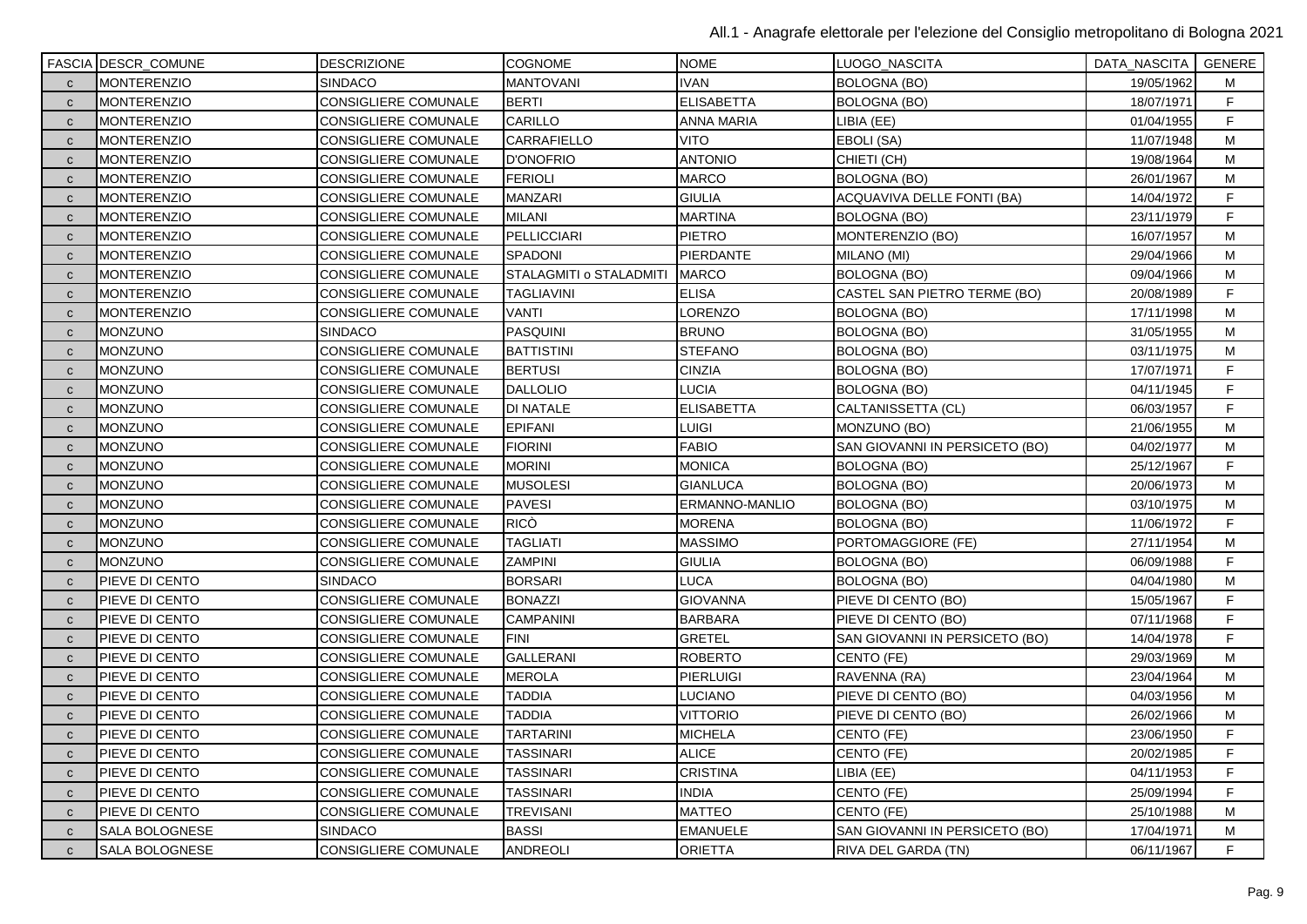| FASCIA | DESCR_COMUNE | DESCRIZIONE | COGNOME | NOME | LUOGO_NASCITA | DATA_NASCITA | GENERE |
|---|---|---|---|---|---|---|---|
| c | MONTERENZIO | SINDACO | MANTOVANI | IVAN | BOLOGNA (BO) | 19/05/1962 | M |
| c | MONTERENZIO | CONSIGLIERE COMUNALE | BERTI | ELISABETTA | BOLOGNA (BO) | 18/07/1971 | F |
| c | MONTERENZIO | CONSIGLIERE COMUNALE | CARILLO | ANNA MARIA | LIBIA (EE) | 01/04/1955 | F |
| c | MONTERENZIO | CONSIGLIERE COMUNALE | CARRAFIELLO | VITO | EBOLI (SA) | 11/07/1948 | M |
| c | MONTERENZIO | CONSIGLIERE COMUNALE | D'ONOFRIO | ANTONIO | CHIETI (CH) | 19/08/1964 | M |
| c | MONTERENZIO | CONSIGLIERE COMUNALE | FERIOLI | MARCO | BOLOGNA (BO) | 26/01/1967 | M |
| c | MONTERENZIO | CONSIGLIERE COMUNALE | MANZARI | GIULIA | ACQUAVIVA DELLE FONTI (BA) | 14/04/1972 | F |
| c | MONTERENZIO | CONSIGLIERE COMUNALE | MILANI | MARTINA | BOLOGNA (BO) | 23/11/1979 | F |
| c | MONTERENZIO | CONSIGLIERE COMUNALE | PELLICCIARI | PIETRO | MONTERENZIO (BO) | 16/07/1957 | M |
| c | MONTERENZIO | CONSIGLIERE COMUNALE | SPADONI | PIERDANTE | MILANO (MI) | 29/04/1966 | M |
| c | MONTERENZIO | CONSIGLIERE COMUNALE | STALAGMITI o STALADMITI | MARCO | BOLOGNA (BO) | 09/04/1966 | M |
| c | MONTERENZIO | CONSIGLIERE COMUNALE | TAGLIAVINI | ELISA | CASTEL SAN PIETRO TERME (BO) | 20/08/1989 | F |
| c | MONTERENZIO | CONSIGLIERE COMUNALE | VANTI | LORENZO | BOLOGNA (BO) | 17/11/1998 | M |
| c | MONZUNO | SINDACO | PASQUINI | BRUNO | BOLOGNA (BO) | 31/05/1955 | M |
| c | MONZUNO | CONSIGLIERE COMUNALE | BATTISTINI | STEFANO | BOLOGNA (BO) | 03/11/1975 | M |
| c | MONZUNO | CONSIGLIERE COMUNALE | BERTUSI | CINZIA | BOLOGNA (BO) | 17/07/1971 | F |
| c | MONZUNO | CONSIGLIERE COMUNALE | DALLOLIO | LUCIA | BOLOGNA (BO) | 04/11/1945 | F |
| c | MONZUNO | CONSIGLIERE COMUNALE | DI NATALE | ELISABETTA | CALTANISSETTA (CL) | 06/03/1957 | F |
| c | MONZUNO | CONSIGLIERE COMUNALE | EPIFANI | LUIGI | MONZUNO (BO) | 21/06/1955 | M |
| c | MONZUNO | CONSIGLIERE COMUNALE | FIORINI | FABIO | SAN GIOVANNI IN PERSICETO (BO) | 04/02/1977 | M |
| c | MONZUNO | CONSIGLIERE COMUNALE | MORINI | MONICA | BOLOGNA (BO) | 25/12/1967 | F |
| c | MONZUNO | CONSIGLIERE COMUNALE | MUSOLESI | GIANLUCA | BOLOGNA (BO) | 20/06/1973 | M |
| c | MONZUNO | CONSIGLIERE COMUNALE | PAVESI | ERMANNO-MANLIO | BOLOGNA (BO) | 03/10/1975 | M |
| c | MONZUNO | CONSIGLIERE COMUNALE | RICÒ | MORENA | BOLOGNA (BO) | 11/06/1972 | F |
| c | MONZUNO | CONSIGLIERE COMUNALE | TAGLIATI | MASSIMO | PORTOMAGGIORE (FE) | 27/11/1954 | M |
| c | MONZUNO | CONSIGLIERE COMUNALE | ZAMPINI | GIULIA | BOLOGNA (BO) | 06/09/1988 | F |
| c | PIEVE DI CENTO | SINDACO | BORSARI | LUCA | BOLOGNA (BO) | 04/04/1980 | M |
| c | PIEVE DI CENTO | CONSIGLIERE COMUNALE | BONAZZI | GIOVANNA | PIEVE DI CENTO (BO) | 15/05/1967 | F |
| c | PIEVE DI CENTO | CONSIGLIERE COMUNALE | CAMPANINI | BARBARA | PIEVE DI CENTO (BO) | 07/11/1968 | F |
| c | PIEVE DI CENTO | CONSIGLIERE COMUNALE | FINI | GRETEL | SAN GIOVANNI IN PERSICETO (BO) | 14/04/1978 | F |
| c | PIEVE DI CENTO | CONSIGLIERE COMUNALE | GALLERANI | ROBERTO | CENTO (FE) | 29/03/1969 | M |
| c | PIEVE DI CENTO | CONSIGLIERE COMUNALE | MEROLA | PIERLUIGI | RAVENNA (RA) | 23/04/1964 | M |
| c | PIEVE DI CENTO | CONSIGLIERE COMUNALE | TADDIA | LUCIANO | PIEVE DI CENTO (BO) | 04/03/1956 | M |
| c | PIEVE DI CENTO | CONSIGLIERE COMUNALE | TADDIA | VITTORIO | PIEVE DI CENTO (BO) | 26/02/1966 | M |
| c | PIEVE DI CENTO | CONSIGLIERE COMUNALE | TARTARINI | MICHELA | CENTO (FE) | 23/06/1950 | F |
| c | PIEVE DI CENTO | CONSIGLIERE COMUNALE | TASSINARI | ALICE | CENTO (FE) | 20/02/1985 | F |
| c | PIEVE DI CENTO | CONSIGLIERE COMUNALE | TASSINARI | CRISTINA | LIBIA (EE) | 04/11/1953 | F |
| c | PIEVE DI CENTO | CONSIGLIERE COMUNALE | TASSINARI | INDIA | CENTO (FE) | 25/09/1994 | F |
| c | PIEVE DI CENTO | CONSIGLIERE COMUNALE | TREVISANI | MATTEO | CENTO (FE) | 25/10/1988 | M |
| c | SALA BOLOGNESE | SINDACO | BASSI | EMANUELE | SAN GIOVANNI IN PERSICETO (BO) | 17/04/1971 | M |
| c | SALA BOLOGNESE | CONSIGLIERE COMUNALE | ANDREOLI | ORIETTA | RIVA DEL GARDA (TN) | 06/11/1967 | F |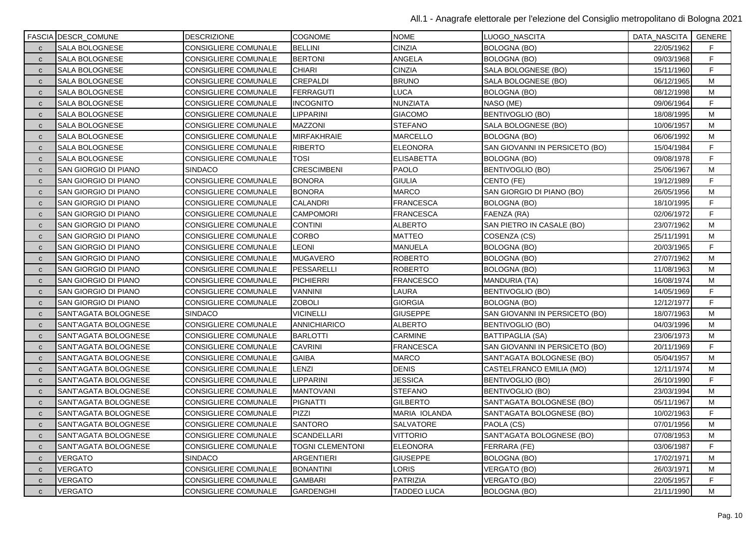| FASCIA | DESCR_COMUNE | DESCRIZIONE | COGNOME | NOME | LUOGO_NASCITA | DATA_NASCITA | GENERE |
|---|---|---|---|---|---|---|---|
| C | SALA BOLOGNESE | CONSIGLIERE COMUNALE | BELLINI | CINZIA | BOLOGNA (BO) | 22/05/1962 | F |
| C | SALA BOLOGNESE | CONSIGLIERE COMUNALE | BERTONI | ANGELA | BOLOGNA (BO) | 09/03/1968 | F |
| C | SALA BOLOGNESE | CONSIGLIERE COMUNALE | CHIARI | CINZIA | SALA BOLOGNESE (BO) | 15/11/1960 | F |
| C | SALA BOLOGNESE | CONSIGLIERE COMUNALE | CREPALDI | BRUNO | SALA BOLOGNESE (BO) | 06/12/1965 | M |
| C | SALA BOLOGNESE | CONSIGLIERE COMUNALE | FERRAGUTI | LUCA | BOLOGNA (BO) | 08/12/1998 | M |
| C | SALA BOLOGNESE | CONSIGLIERE COMUNALE | INCOGNITO | NUNZIATA | NASO (ME) | 09/06/1964 | F |
| C | SALA BOLOGNESE | CONSIGLIERE COMUNALE | LIPPARINI | GIACOMO | BENTIVOGLIO (BO) | 18/08/1995 | M |
| C | SALA BOLOGNESE | CONSIGLIERE COMUNALE | MAZZONI | STEFANO | SALA BOLOGNESE (BO) | 10/06/1957 | M |
| C | SALA BOLOGNESE | CONSIGLIERE COMUNALE | MIRFAKHRAIE | MARCELLO | BOLOGNA (BO) | 06/06/1992 | M |
| C | SALA BOLOGNESE | CONSIGLIERE COMUNALE | RIBERTO | ELEONORA | SAN GIOVANNI IN PERSICETO (BO) | 15/04/1984 | F |
| C | SALA BOLOGNESE | CONSIGLIERE COMUNALE | TOSI | ELISABETTA | BOLOGNA (BO) | 09/08/1978 | F |
| C | SAN GIORGIO DI PIANO | SINDACO | CRESCIMBENI | PAOLO | BENTIVOGLIO (BO) | 25/06/1967 | M |
| C | SAN GIORGIO DI PIANO | CONSIGLIERE COMUNALE | BONORA | GIULIA | CENTO (FE) | 19/12/1989 | F |
| C | SAN GIORGIO DI PIANO | CONSIGLIERE COMUNALE | BONORA | MARCO | SAN GIORGIO DI PIANO (BO) | 26/05/1956 | M |
| C | SAN GIORGIO DI PIANO | CONSIGLIERE COMUNALE | CALANDRI | FRANCESCA | BOLOGNA (BO) | 18/10/1995 | F |
| C | SAN GIORGIO DI PIANO | CONSIGLIERE COMUNALE | CAMPOMORI | FRANCESCA | FAENZA (RA) | 02/06/1972 | F |
| C | SAN GIORGIO DI PIANO | CONSIGLIERE COMUNALE | CONTINI | ALBERTO | SAN PIETRO IN CASALE (BO) | 23/07/1962 | M |
| C | SAN GIORGIO DI PIANO | CONSIGLIERE COMUNALE | CORBO | MATTEO | COSENZA (CS) | 25/11/1991 | M |
| C | SAN GIORGIO DI PIANO | CONSIGLIERE COMUNALE | LEONI | MANUELA | BOLOGNA (BO) | 20/03/1965 | F |
| C | SAN GIORGIO DI PIANO | CONSIGLIERE COMUNALE | MUGAVERO | ROBERTO | BOLOGNA (BO) | 27/07/1962 | M |
| C | SAN GIORGIO DI PIANO | CONSIGLIERE COMUNALE | PESSARELLI | ROBERTO | BOLOGNA (BO) | 11/08/1963 | M |
| C | SAN GIORGIO DI PIANO | CONSIGLIERE COMUNALE | PICHIERRI | FRANCESCO | MANDURIA (TA) | 16/08/1974 | M |
| C | SAN GIORGIO DI PIANO | CONSIGLIERE COMUNALE | VANNINI | LAURA | BENTIVOGLIO (BO) | 14/05/1969 | F |
| C | SAN GIORGIO DI PIANO | CONSIGLIERE COMUNALE | ZOBOLI | GIORGIA | BOLOGNA (BO) | 12/12/1977 | F |
| C | SANT'AGATA BOLOGNESE | SINDACO | VICINELLI | GIUSEPPE | SAN GIOVANNI IN PERSICETO (BO) | 18/07/1963 | M |
| C | SANT'AGATA BOLOGNESE | CONSIGLIERE COMUNALE | ANNICHIARICO | ALBERTO | BENTIVOGLIO (BO) | 04/03/1996 | M |
| C | SANT'AGATA BOLOGNESE | CONSIGLIERE COMUNALE | BARLOTTI | CARMINE | BATTIPAGLIA (SA) | 23/06/1973 | M |
| C | SANT'AGATA BOLOGNESE | CONSIGLIERE COMUNALE | CAVRINI | FRANCESCA | SAN GIOVANNI IN PERSICETO (BO) | 20/11/1969 | F |
| C | SANT'AGATA BOLOGNESE | CONSIGLIERE COMUNALE | GAIBA | MARCO | SANT'AGATA BOLOGNESE (BO) | 05/04/1957 | M |
| C | SANT'AGATA BOLOGNESE | CONSIGLIERE COMUNALE | LENZI | DENIS | CASTELFRANCO EMILIA (MO) | 12/11/1974 | M |
| C | SANT'AGATA BOLOGNESE | CONSIGLIERE COMUNALE | LIPPARINI | JESSICA | BENTIVOGLIO (BO) | 26/10/1990 | F |
| C | SANT'AGATA BOLOGNESE | CONSIGLIERE COMUNALE | MANTOVANI | STEFANO | BENTIVOGLIO (BO) | 23/03/1994 | M |
| C | SANT'AGATA BOLOGNESE | CONSIGLIERE COMUNALE | PIGNATTI | GILBERTO | SANT'AGATA BOLOGNESE (BO) | 05/11/1967 | M |
| C | SANT'AGATA BOLOGNESE | CONSIGLIERE COMUNALE | PIZZI | MARIA IOLANDA | SANT'AGATA BOLOGNESE (BO) | 10/02/1963 | F |
| C | SANT'AGATA BOLOGNESE | CONSIGLIERE COMUNALE | SANTORO | SALVATORE | PAOLA (CS) | 07/01/1956 | M |
| C | SANT'AGATA BOLOGNESE | CONSIGLIERE COMUNALE | SCANDELLARI | VITTORIO | SANT'AGATA BOLOGNESE (BO) | 07/08/1953 | M |
| C | SANT'AGATA BOLOGNESE | CONSIGLIERE COMUNALE | TOGNI CLEMENTONI | ELEONORA | FERRARA (FE) | 03/06/1987 | F |
| C | VERGATO | SINDACO | ARGENTIERI | GIUSEPPE | BOLOGNA (BO) | 17/02/1971 | M |
| C | VERGATO | CONSIGLIERE COMUNALE | BONANTINI | LORIS | VERGATO (BO) | 26/03/1971 | M |
| C | VERGATO | CONSIGLIERE COMUNALE | GAMBARI | PATRIZIA | VERGATO (BO) | 22/05/1957 | F |
| C | VERGATO | CONSIGLIERE COMUNALE | GARDENGHI | TADDEO LUCA | BOLOGNA (BO) | 21/11/1990 | M |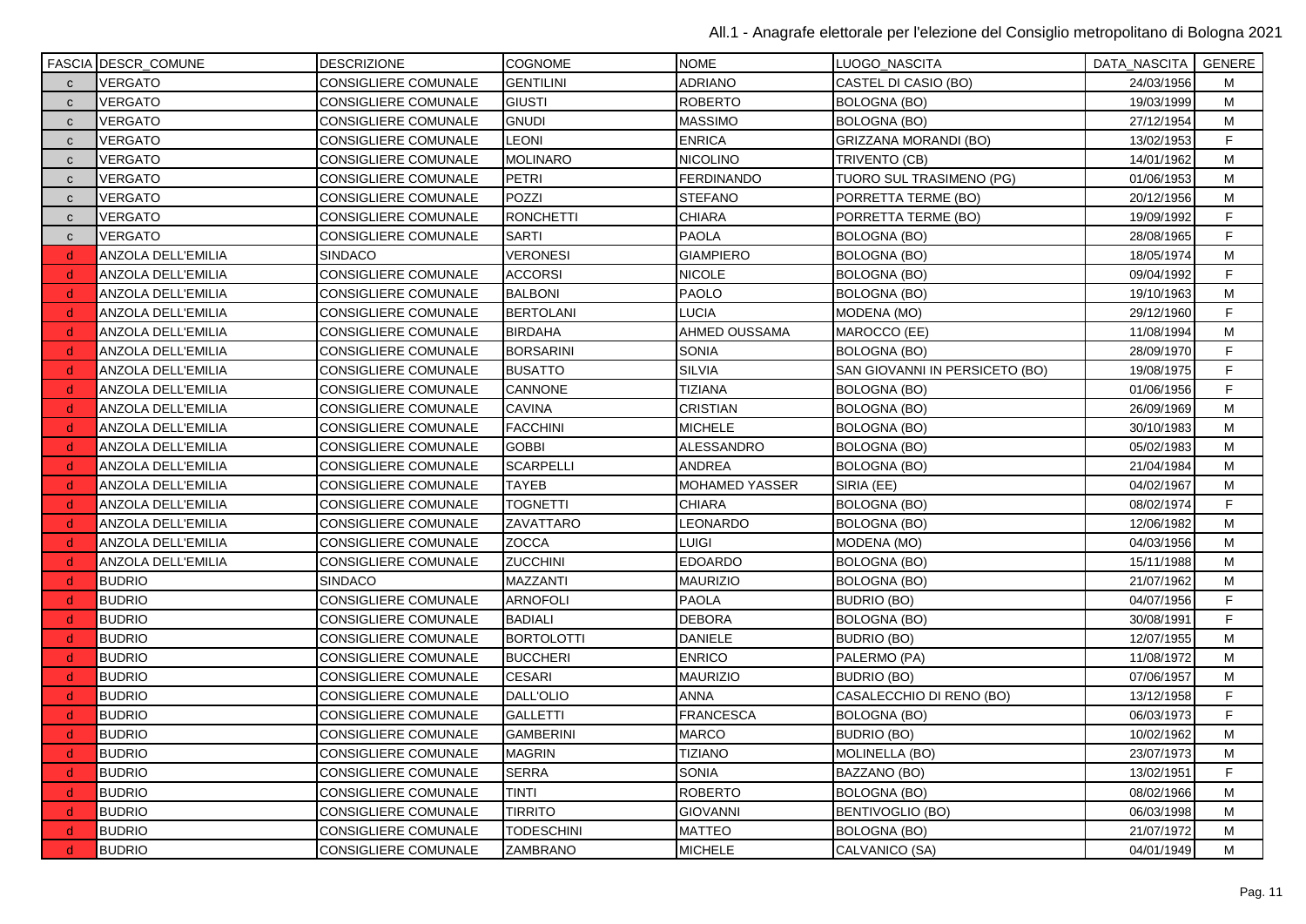| FASCIA | DESCR_COMUNE | DESCRIZIONE | COGNOME | NOME | LUOGO_NASCITA | DATA_NASCITA | GENERE |
|---|---|---|---|---|---|---|---|
| c | VERGATO | CONSIGLIERE COMUNALE | GENTILINI | ADRIANO | CASTEL DI CASIO (BO) | 24/03/1956 | M |
| c | VERGATO | CONSIGLIERE COMUNALE | GIUSTI | ROBERTO | BOLOGNA (BO) | 19/03/1999 | M |
| c | VERGATO | CONSIGLIERE COMUNALE | GNUDI | MASSIMO | BOLOGNA (BO) | 27/12/1954 | M |
| c | VERGATO | CONSIGLIERE COMUNALE | LEONI | ENRICA | GRIZZANA MORANDI (BO) | 13/02/1953 | F |
| c | VERGATO | CONSIGLIERE COMUNALE | MOLINARO | NICOLINO | TRIVENTO (CB) | 14/01/1962 | M |
| c | VERGATO | CONSIGLIERE COMUNALE | PETRI | FERDINANDO | TUORO SUL TRASIMENO (PG) | 01/06/1953 | M |
| c | VERGATO | CONSIGLIERE COMUNALE | POZZI | STEFANO | PORRETTA TERME (BO) | 20/12/1956 | M |
| c | VERGATO | CONSIGLIERE COMUNALE | RONCHETTI | CHIARA | PORRETTA TERME (BO) | 19/09/1992 | F |
| c | VERGATO | CONSIGLIERE COMUNALE | SARTI | PAOLA | BOLOGNA (BO) | 28/08/1965 | F |
| d | ANZOLA DELL'EMILIA | SINDACO | VERONESI | GIAMPIERO | BOLOGNA (BO) | 18/05/1974 | M |
| d | ANZOLA DELL'EMILIA | CONSIGLIERE COMUNALE | ACCORSI | NICOLE | BOLOGNA (BO) | 09/04/1992 | F |
| d | ANZOLA DELL'EMILIA | CONSIGLIERE COMUNALE | BALBONI | PAOLO | BOLOGNA (BO) | 19/10/1963 | M |
| d | ANZOLA DELL'EMILIA | CONSIGLIERE COMUNALE | BERTOLANI | LUCIA | MODENA (MO) | 29/12/1960 | F |
| d | ANZOLA DELL'EMILIA | CONSIGLIERE COMUNALE | BIRDAHA | AHMED OUSSAMA | MAROCCO (EE) | 11/08/1994 | M |
| d | ANZOLA DELL'EMILIA | CONSIGLIERE COMUNALE | BORSARINI | SONIA | BOLOGNA (BO) | 28/09/1970 | F |
| d | ANZOLA DELL'EMILIA | CONSIGLIERE COMUNALE | BUSATTO | SILVIA | SAN GIOVANNI IN PERSICETO (BO) | 19/08/1975 | F |
| d | ANZOLA DELL'EMILIA | CONSIGLIERE COMUNALE | CANNONE | TIZIANA | BOLOGNA (BO) | 01/06/1956 | F |
| d | ANZOLA DELL'EMILIA | CONSIGLIERE COMUNALE | CAVINA | CRISTIAN | BOLOGNA (BO) | 26/09/1969 | M |
| d | ANZOLA DELL'EMILIA | CONSIGLIERE COMUNALE | FACCHINI | MICHELE | BOLOGNA (BO) | 30/10/1983 | M |
| d | ANZOLA DELL'EMILIA | CONSIGLIERE COMUNALE | GOBBI | ALESSANDRO | BOLOGNA (BO) | 05/02/1983 | M |
| d | ANZOLA DELL'EMILIA | CONSIGLIERE COMUNALE | SCARPELLI | ANDREA | BOLOGNA (BO) | 21/04/1984 | M |
| d | ANZOLA DELL'EMILIA | CONSIGLIERE COMUNALE | TAYEB | MOHAMED YASSER | SIRIA (EE) | 04/02/1967 | M |
| d | ANZOLA DELL'EMILIA | CONSIGLIERE COMUNALE | TOGNETTI | CHIARA | BOLOGNA (BO) | 08/02/1974 | F |
| d | ANZOLA DELL'EMILIA | CONSIGLIERE COMUNALE | ZAVATTARO | LEONARDO | BOLOGNA (BO) | 12/06/1982 | M |
| d | ANZOLA DELL'EMILIA | CONSIGLIERE COMUNALE | ZOCCA | LUIGI | MODENA (MO) | 04/03/1956 | M |
| d | ANZOLA DELL'EMILIA | CONSIGLIERE COMUNALE | ZUCCHINI | EDOARDO | BOLOGNA (BO) | 15/11/1988 | M |
| d | BUDRIO | SINDACO | MAZZANTI | MAURIZIO | BOLOGNA (BO) | 21/07/1962 | M |
| d | BUDRIO | CONSIGLIERE COMUNALE | ARNOFOLI | PAOLA | BUDRIO (BO) | 04/07/1956 | F |
| d | BUDRIO | CONSIGLIERE COMUNALE | BADIALI | DEBORA | BOLOGNA (BO) | 30/08/1991 | F |
| d | BUDRIO | CONSIGLIERE COMUNALE | BORTOLOTTI | DANIELE | BUDRIO (BO) | 12/07/1955 | M |
| d | BUDRIO | CONSIGLIERE COMUNALE | BUCCHERI | ENRICO | PALERMO (PA) | 11/08/1972 | M |
| d | BUDRIO | CONSIGLIERE COMUNALE | CESARI | MAURIZIO | BUDRIO (BO) | 07/06/1957 | M |
| d | BUDRIO | CONSIGLIERE COMUNALE | DALL'OLIO | ANNA | CASALECCHIO DI RENO (BO) | 13/12/1958 | F |
| d | BUDRIO | CONSIGLIERE COMUNALE | GALLETTI | FRANCESCA | BOLOGNA (BO) | 06/03/1973 | F |
| d | BUDRIO | CONSIGLIERE COMUNALE | GAMBERINI | MARCO | BUDRIO (BO) | 10/02/1962 | M |
| d | BUDRIO | CONSIGLIERE COMUNALE | MAGRIN | TIZIANO | MOLINELLA (BO) | 23/07/1973 | M |
| d | BUDRIO | CONSIGLIERE COMUNALE | SERRA | SONIA | BAZZANO (BO) | 13/02/1951 | F |
| d | BUDRIO | CONSIGLIERE COMUNALE | TINTI | ROBERTO | BOLOGNA (BO) | 08/02/1966 | M |
| d | BUDRIO | CONSIGLIERE COMUNALE | TIRRITO | GIOVANNI | BENTIVOGLIO (BO) | 06/03/1998 | M |
| d | BUDRIO | CONSIGLIERE COMUNALE | TODESCHINI | MATTEO | BOLOGNA (BO) | 21/07/1972 | M |
| d | BUDRIO | CONSIGLIERE COMUNALE | ZAMBRANO | MICHELE | CALVANICO (SA) | 04/01/1949 | M |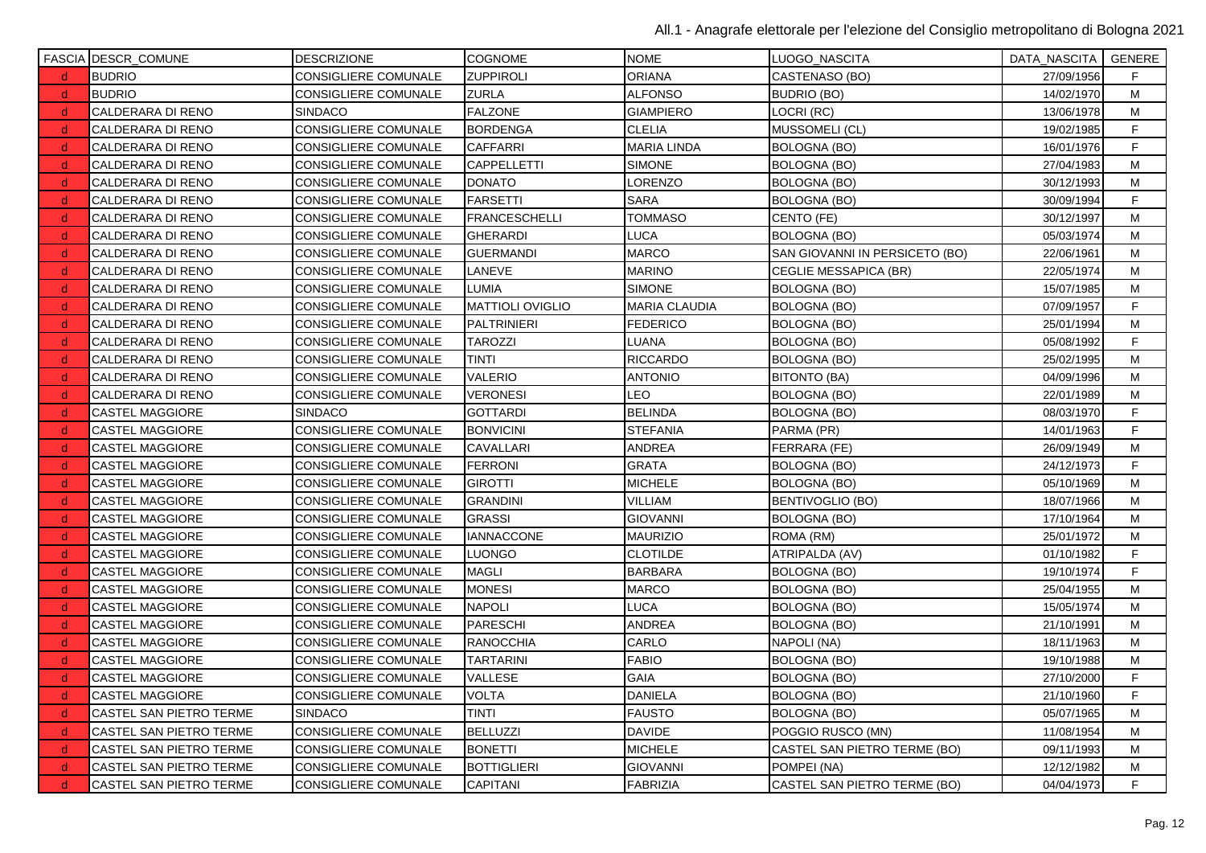| FASCIA | DESCR_COMUNE | DESCRIZIONE | COGNOME | NOME | LUOGO_NASCITA | DATA_NASCITA | GENERE |
|---|---|---|---|---|---|---|---|
| d | BUDRIO | CONSIGLIERE COMUNALE | ZUPPIROLI | ORIANA | CASTENASO (BO) | 27/09/1956 | F |
| d | BUDRIO | CONSIGLIERE COMUNALE | ZURLA | ALFONSO | BUDRIO (BO) | 14/02/1970 | M |
| d | CALDERARA DI RENO | SINDACO | FALZONE | GIAMPIERO | LOCRI (RC) | 13/06/1978 | M |
| d | CALDERARA DI RENO | CONSIGLIERE COMUNALE | BORDENGA | CLELIA | MUSSOMELI (CL) | 19/02/1985 | F |
| d | CALDERARA DI RENO | CONSIGLIERE COMUNALE | CAFFARRI | MARIA LINDA | BOLOGNA (BO) | 16/01/1976 | F |
| d | CALDERARA DI RENO | CONSIGLIERE COMUNALE | CAPPELLETTI | SIMONE | BOLOGNA (BO) | 27/04/1983 | M |
| d | CALDERARA DI RENO | CONSIGLIERE COMUNALE | DONATO | LORENZO | BOLOGNA (BO) | 30/12/1993 | M |
| d | CALDERARA DI RENO | CONSIGLIERE COMUNALE | FARSETTI | SARA | BOLOGNA (BO) | 30/09/1994 | F |
| d | CALDERARA DI RENO | CONSIGLIERE COMUNALE | FRANCESCHELLI | TOMMASO | CENTO (FE) | 30/12/1997 | M |
| d | CALDERARA DI RENO | CONSIGLIERE COMUNALE | GHERARDI | LUCA | BOLOGNA (BO) | 05/03/1974 | M |
| d | CALDERARA DI RENO | CONSIGLIERE COMUNALE | GUERMANDI | MARCO | SAN GIOVANNI IN PERSICETO (BO) | 22/06/1961 | M |
| d | CALDERARA DI RENO | CONSIGLIERE COMUNALE | LANEVE | MARINO | CEGLIE MESSAPICA (BR) | 22/05/1974 | M |
| d | CALDERARA DI RENO | CONSIGLIERE COMUNALE | LUMIA | SIMONE | BOLOGNA (BO) | 15/07/1985 | M |
| d | CALDERARA DI RENO | CONSIGLIERE COMUNALE | MATTIOLI OVIGLIO | MARIA CLAUDIA | BOLOGNA (BO) | 07/09/1957 | F |
| d | CALDERARA DI RENO | CONSIGLIERE COMUNALE | PALTRINIERI | FEDERICO | BOLOGNA (BO) | 25/01/1994 | M |
| d | CALDERARA DI RENO | CONSIGLIERE COMUNALE | TAROZZI | LUANA | BOLOGNA (BO) | 05/08/1992 | F |
| d | CALDERARA DI RENO | CONSIGLIERE COMUNALE | TINTI | RICCARDO | BOLOGNA (BO) | 25/02/1995 | M |
| d | CALDERARA DI RENO | CONSIGLIERE COMUNALE | VALERIO | ANTONIO | BITONTO (BA) | 04/09/1996 | M |
| d | CALDERARA DI RENO | CONSIGLIERE COMUNALE | VERONESI | LEO | BOLOGNA (BO) | 22/01/1989 | M |
| d | CASTEL MAGGIORE | SINDACO | GOTTARDI | BELINDA | BOLOGNA (BO) | 08/03/1970 | F |
| d | CASTEL MAGGIORE | CONSIGLIERE COMUNALE | BONVICINI | STEFANIA | PARMA (PR) | 14/01/1963 | F |
| d | CASTEL MAGGIORE | CONSIGLIERE COMUNALE | CAVALLARI | ANDREA | FERRARA (FE) | 26/09/1949 | M |
| d | CASTEL MAGGIORE | CONSIGLIERE COMUNALE | FERRONI | GRATA | BOLOGNA (BO) | 24/12/1973 | F |
| d | CASTEL MAGGIORE | CONSIGLIERE COMUNALE | GIROTTI | MICHELE | BOLOGNA (BO) | 05/10/1969 | M |
| d | CASTEL MAGGIORE | CONSIGLIERE COMUNALE | GRANDINI | VILLIAM | BENTIVOGLIO (BO) | 18/07/1966 | M |
| d | CASTEL MAGGIORE | CONSIGLIERE COMUNALE | GRASSI | GIOVANNI | BOLOGNA (BO) | 17/10/1964 | M |
| d | CASTEL MAGGIORE | CONSIGLIERE COMUNALE | IANNACCONE | MAURIZIO | ROMA (RM) | 25/01/1972 | M |
| d | CASTEL MAGGIORE | CONSIGLIERE COMUNALE | LUONGO | CLOTILDE | ATRIPALDA (AV) | 01/10/1982 | F |
| d | CASTEL MAGGIORE | CONSIGLIERE COMUNALE | MAGLI | BARBARA | BOLOGNA (BO) | 19/10/1974 | F |
| d | CASTEL MAGGIORE | CONSIGLIERE COMUNALE | MONESI | MARCO | BOLOGNA (BO) | 25/04/1955 | M |
| d | CASTEL MAGGIORE | CONSIGLIERE COMUNALE | NAPOLI | LUCA | BOLOGNA (BO) | 15/05/1974 | M |
| d | CASTEL MAGGIORE | CONSIGLIERE COMUNALE | PARESCHI | ANDREA | BOLOGNA (BO) | 21/10/1991 | M |
| d | CASTEL MAGGIORE | CONSIGLIERE COMUNALE | RANOCCHIA | CARLO | NAPOLI (NA) | 18/11/1963 | M |
| d | CASTEL MAGGIORE | CONSIGLIERE COMUNALE | TARTARINI | FABIO | BOLOGNA (BO) | 19/10/1988 | M |
| d | CASTEL MAGGIORE | CONSIGLIERE COMUNALE | VALLESE | GAIA | BOLOGNA (BO) | 27/10/2000 | F |
| d | CASTEL MAGGIORE | CONSIGLIERE COMUNALE | VOLTA | DANIELA | BOLOGNA (BO) | 21/10/1960 | F |
| d | CASTEL SAN PIETRO TERME | SINDACO | TINTI | FAUSTO | BOLOGNA (BO) | 05/07/1965 | M |
| d | CASTEL SAN PIETRO TERME | CONSIGLIERE COMUNALE | BELLUZZI | DAVIDE | POGGIO RUSCO (MN) | 11/08/1954 | M |
| d | CASTEL SAN PIETRO TERME | CONSIGLIERE COMUNALE | BONETTI | MICHELE | CASTEL SAN PIETRO TERME (BO) | 09/11/1993 | M |
| d | CASTEL SAN PIETRO TERME | CONSIGLIERE COMUNALE | BOTTIGLIERI | GIOVANNI | POMPEI (NA) | 12/12/1982 | M |
| d | CASTEL SAN PIETRO TERME | CONSIGLIERE COMUNALE | CAPITANI | FABRIZIA | CASTEL SAN PIETRO TERME (BO) | 04/04/1973 | F |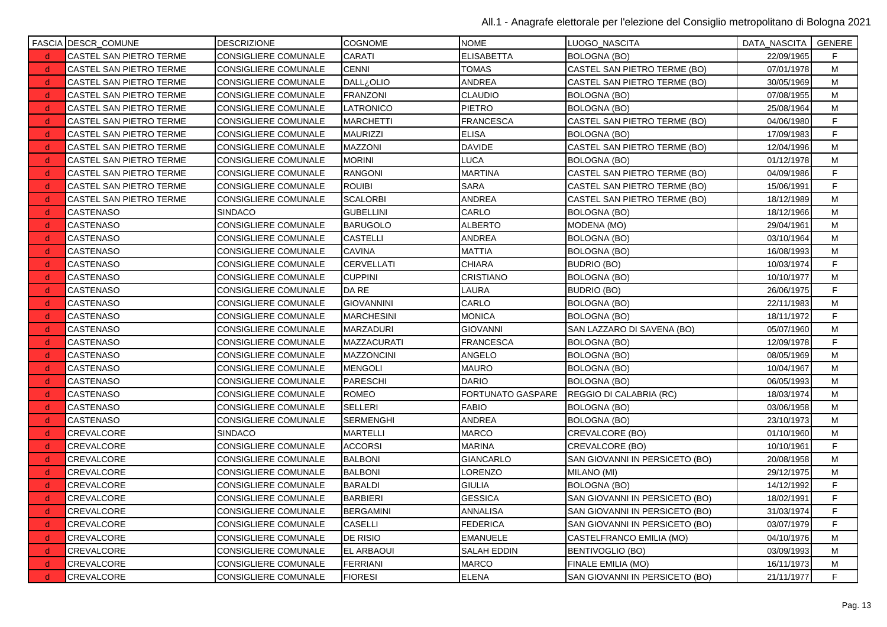| FASCIA | DESCR_COMUNE | DESCRIZIONE | COGNOME | NOME | LUOGO_NASCITA | DATA_NASCITA | GENERE |
|---|---|---|---|---|---|---|---|
| d | CASTEL SAN PIETRO TERME | CONSIGLIERE COMUNALE | CARATI | ELISABETTA | BOLOGNA (BO) | 22/09/1965 | F |
| d | CASTEL SAN PIETRO TERME | CONSIGLIERE COMUNALE | CENNI | TOMAS | CASTEL SAN PIETRO TERME (BO) | 07/01/1978 | M |
| d | CASTEL SAN PIETRO TERME | CONSIGLIERE COMUNALE | DALL¿OLIO | ANDREA | CASTEL SAN PIETRO TERME (BO) | 30/05/1969 | M |
| d | CASTEL SAN PIETRO TERME | CONSIGLIERE COMUNALE | FRANZONI | CLAUDIO | BOLOGNA (BO) | 07/08/1955 | M |
| d | CASTEL SAN PIETRO TERME | CONSIGLIERE COMUNALE | LATRONICO | PIETRO | BOLOGNA (BO) | 25/08/1964 | M |
| d | CASTEL SAN PIETRO TERME | CONSIGLIERE COMUNALE | MARCHETTI | FRANCESCA | CASTEL SAN PIETRO TERME (BO) | 04/06/1980 | F |
| d | CASTEL SAN PIETRO TERME | CONSIGLIERE COMUNALE | MAURIZZI | ELISA | BOLOGNA (BO) | 17/09/1983 | F |
| d | CASTEL SAN PIETRO TERME | CONSIGLIERE COMUNALE | MAZZONI | DAVIDE | CASTEL SAN PIETRO TERME (BO) | 12/04/1996 | M |
| d | CASTEL SAN PIETRO TERME | CONSIGLIERE COMUNALE | MORINI | LUCA | BOLOGNA (BO) | 01/12/1978 | M |
| d | CASTEL SAN PIETRO TERME | CONSIGLIERE COMUNALE | RANGONI | MARTINA | CASTEL SAN PIETRO TERME (BO) | 04/09/1986 | F |
| d | CASTEL SAN PIETRO TERME | CONSIGLIERE COMUNALE | ROUIBI | SARA | CASTEL SAN PIETRO TERME (BO) | 15/06/1991 | F |
| d | CASTEL SAN PIETRO TERME | CONSIGLIERE COMUNALE | SCALORBI | ANDREA | CASTEL SAN PIETRO TERME (BO) | 18/12/1989 | M |
| d | CASTENASO | SINDACO | GUBELLINI | CARLO | BOLOGNA (BO) | 18/12/1966 | M |
| d | CASTENASO | CONSIGLIERE COMUNALE | BARUGOLO | ALBERTO | MODENA (MO) | 29/04/1961 | M |
| d | CASTENASO | CONSIGLIERE COMUNALE | CASTELLI | ANDREA | BOLOGNA (BO) | 03/10/1964 | M |
| d | CASTENASO | CONSIGLIERE COMUNALE | CAVINA | MATTIA | BOLOGNA (BO) | 16/08/1993 | M |
| d | CASTENASO | CONSIGLIERE COMUNALE | CERVELLATI | CHIARA | BUDRIO (BO) | 10/03/1974 | F |
| d | CASTENASO | CONSIGLIERE COMUNALE | CUPPINI | CRISTIANO | BOLOGNA (BO) | 10/10/1977 | M |
| d | CASTENASO | CONSIGLIERE COMUNALE | DA RE | LAURA | BUDRIO (BO) | 26/06/1975 | F |
| d | CASTENASO | CONSIGLIERE COMUNALE | GIOVANNINI | CARLO | BOLOGNA (BO) | 22/11/1983 | M |
| d | CASTENASO | CONSIGLIERE COMUNALE | MARCHESINI | MONICA | BOLOGNA (BO) | 18/11/1972 | F |
| d | CASTENASO | CONSIGLIERE COMUNALE | MARZADURI | GIOVANNI | SAN LAZZARO DI SAVENA (BO) | 05/07/1960 | M |
| d | CASTENASO | CONSIGLIERE COMUNALE | MAZZACURATI | FRANCESCA | BOLOGNA (BO) | 12/09/1978 | F |
| d | CASTENASO | CONSIGLIERE COMUNALE | MAZZONCINI | ANGELO | BOLOGNA (BO) | 08/05/1969 | M |
| d | CASTENASO | CONSIGLIERE COMUNALE | MENGOLI | MAURO | BOLOGNA (BO) | 10/04/1967 | M |
| d | CASTENASO | CONSIGLIERE COMUNALE | PARESCHI | DARIO | BOLOGNA (BO) | 06/05/1993 | M |
| d | CASTENASO | CONSIGLIERE COMUNALE | ROMEO | FORTUNATO GASPARE | REGGIO DI CALABRIA (RC) | 18/03/1974 | M |
| d | CASTENASO | CONSIGLIERE COMUNALE | SELLERI | FABIO | BOLOGNA (BO) | 03/06/1958 | M |
| d | CASTENASO | CONSIGLIERE COMUNALE | SERMENGHI | ANDREA | BOLOGNA (BO) | 23/10/1973 | M |
| d | CREVALCORE | SINDACO | MARTELLI | MARCO | CREVALCORE (BO) | 01/10/1960 | M |
| d | CREVALCORE | CONSIGLIERE COMUNALE | ACCORSI | MARINA | CREVALCORE (BO) | 10/10/1961 | F |
| d | CREVALCORE | CONSIGLIERE COMUNALE | BALBONI | GIANCARLO | SAN GIOVANNI IN PERSICETO (BO) | 20/08/1958 | M |
| d | CREVALCORE | CONSIGLIERE COMUNALE | BALBONI | LORENZO | MILANO (MI) | 29/12/1975 | M |
| d | CREVALCORE | CONSIGLIERE COMUNALE | BARALDI | GIULIA | BOLOGNA (BO) | 14/12/1992 | F |
| d | CREVALCORE | CONSIGLIERE COMUNALE | BARBIERI | GESSICA | SAN GIOVANNI IN PERSICETO (BO) | 18/02/1991 | F |
| d | CREVALCORE | CONSIGLIERE COMUNALE | BERGAMINI | ANNALISA | SAN GIOVANNI IN PERSICETO (BO) | 31/03/1974 | F |
| d | CREVALCORE | CONSIGLIERE COMUNALE | CASELLI | FEDERICA | SAN GIOVANNI IN PERSICETO (BO) | 03/07/1979 | F |
| d | CREVALCORE | CONSIGLIERE COMUNALE | DE RISIO | EMANUELE | CASTELFRANCO EMILIA (MO) | 04/10/1976 | M |
| d | CREVALCORE | CONSIGLIERE COMUNALE | EL ARBAOUI | SALAH EDDIN | BENTIVOGLIO (BO) | 03/09/1993 | M |
| d | CREVALCORE | CONSIGLIERE COMUNALE | FERRIANI | MARCO | FINALE EMILIA (MO) | 16/11/1973 | M |
| d | CREVALCORE | CONSIGLIERE COMUNALE | FIORESI | ELENA | SAN GIOVANNI IN PERSICETO (BO) | 21/11/1977 | F |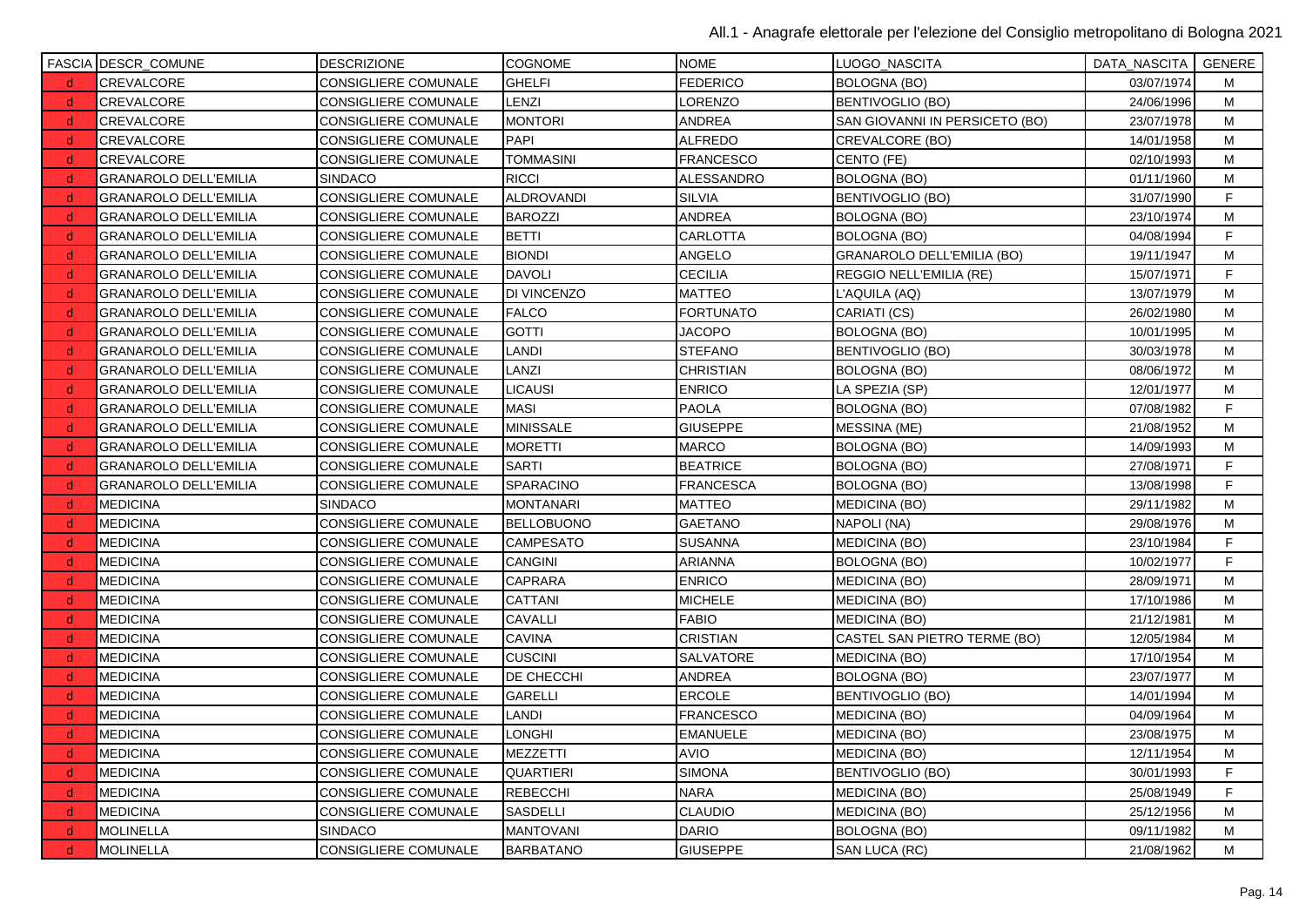| FASCIA | DESCR_COMUNE | DESCRIZIONE | COGNOME | NOME | LUOGO_NASCITA | DATA_NASCITA | GENERE |
|---|---|---|---|---|---|---|---|
| d | CREVALCORE | CONSIGLIERE COMUNALE | GHELFI | FEDERICO | BOLOGNA (BO) | 03/07/1974 | M |
| d | CREVALCORE | CONSIGLIERE COMUNALE | LENZI | LORENZO | BENTIVOGLIO (BO) | 24/06/1996 | M |
| d | CREVALCORE | CONSIGLIERE COMUNALE | MONTORI | ANDREA | SAN GIOVANNI IN PERSICETO (BO) | 23/07/1978 | M |
| d | CREVALCORE | CONSIGLIERE COMUNALE | PAPI | ALFREDO | CREVALCORE (BO) | 14/01/1958 | M |
| d | CREVALCORE | CONSIGLIERE COMUNALE | TOMMASINI | FRANCESCO | CENTO (FE) | 02/10/1993 | M |
| d | GRANAROLO DELL'EMILIA | SINDACO | RICCI | ALESSANDRO | BOLOGNA (BO) | 01/11/1960 | M |
| d | GRANAROLO DELL'EMILIA | CONSIGLIERE COMUNALE | ALDROVANDI | SILVIA | BENTIVOGLIO (BO) | 31/07/1990 | F |
| d | GRANAROLO DELL'EMILIA | CONSIGLIERE COMUNALE | BAROZZI | ANDREA | BOLOGNA (BO) | 23/10/1974 | M |
| d | GRANAROLO DELL'EMILIA | CONSIGLIERE COMUNALE | BETTI | CARLOTTA | BOLOGNA (BO) | 04/08/1994 | F |
| d | GRANAROLO DELL'EMILIA | CONSIGLIERE COMUNALE | BIONDI | ANGELO | GRANAROLO DELL'EMILIA (BO) | 19/11/1947 | M |
| d | GRANAROLO DELL'EMILIA | CONSIGLIERE COMUNALE | DAVOLI | CECILIA | REGGIO NELL'EMILIA (RE) | 15/07/1971 | F |
| d | GRANAROLO DELL'EMILIA | CONSIGLIERE COMUNALE | DI VINCENZO | MATTEO | L'AQUILA (AQ) | 13/07/1979 | M |
| d | GRANAROLO DELL'EMILIA | CONSIGLIERE COMUNALE | FALCO | FORTUNATO | CARIATI (CS) | 26/02/1980 | M |
| d | GRANAROLO DELL'EMILIA | CONSIGLIERE COMUNALE | GOTTI | JACOPO | BOLOGNA (BO) | 10/01/1995 | M |
| d | GRANAROLO DELL'EMILIA | CONSIGLIERE COMUNALE | LANDI | STEFANO | BENTIVOGLIO (BO) | 30/03/1978 | M |
| d | GRANAROLO DELL'EMILIA | CONSIGLIERE COMUNALE | LANZI | CHRISTIAN | BOLOGNA (BO) | 08/06/1972 | M |
| d | GRANAROLO DELL'EMILIA | CONSIGLIERE COMUNALE | LICAUSI | ENRICO | LA SPEZIA (SP) | 12/01/1977 | M |
| d | GRANAROLO DELL'EMILIA | CONSIGLIERE COMUNALE | MASI | PAOLA | BOLOGNA (BO) | 07/08/1982 | F |
| d | GRANAROLO DELL'EMILIA | CONSIGLIERE COMUNALE | MINISSALE | GIUSEPPE | MESSINA (ME) | 21/08/1952 | M |
| d | GRANAROLO DELL'EMILIA | CONSIGLIERE COMUNALE | MORETTI | MARCO | BOLOGNA (BO) | 14/09/1993 | M |
| d | GRANAROLO DELL'EMILIA | CONSIGLIERE COMUNALE | SARTI | BEATRICE | BOLOGNA (BO) | 27/08/1971 | F |
| d | GRANAROLO DELL'EMILIA | CONSIGLIERE COMUNALE | SPARACINO | FRANCESCA | BOLOGNA (BO) | 13/08/1998 | F |
| d | MEDICINA | SINDACO | MONTANARI | MATTEO | MEDICINA (BO) | 29/11/1982 | M |
| d | MEDICINA | CONSIGLIERE COMUNALE | BELLOBUONO | GAETANO | NAPOLI (NA) | 29/08/1976 | M |
| d | MEDICINA | CONSIGLIERE COMUNALE | CAMPESATO | SUSANNA | MEDICINA (BO) | 23/10/1984 | F |
| d | MEDICINA | CONSIGLIERE COMUNALE | CANGINI | ARIANNA | BOLOGNA (BO) | 10/02/1977 | F |
| d | MEDICINA | CONSIGLIERE COMUNALE | CAPRARA | ENRICO | MEDICINA (BO) | 28/09/1971 | M |
| d | MEDICINA | CONSIGLIERE COMUNALE | CATTANI | MICHELE | MEDICINA (BO) | 17/10/1986 | M |
| d | MEDICINA | CONSIGLIERE COMUNALE | CAVALLI | FABIO | MEDICINA (BO) | 21/12/1981 | M |
| d | MEDICINA | CONSIGLIERE COMUNALE | CAVINA | CRISTIAN | CASTEL SAN PIETRO TERME (BO) | 12/05/1984 | M |
| d | MEDICINA | CONSIGLIERE COMUNALE | CUSCINI | SALVATORE | MEDICINA (BO) | 17/10/1954 | M |
| d | MEDICINA | CONSIGLIERE COMUNALE | DE CHECCHI | ANDREA | BOLOGNA (BO) | 23/07/1977 | M |
| d | MEDICINA | CONSIGLIERE COMUNALE | GARELLI | ERCOLE | BENTIVOGLIO (BO) | 14/01/1994 | M |
| d | MEDICINA | CONSIGLIERE COMUNALE | LANDI | FRANCESCO | MEDICINA (BO) | 04/09/1964 | M |
| d | MEDICINA | CONSIGLIERE COMUNALE | LONGHI | EMANUELE | MEDICINA (BO) | 23/08/1975 | M |
| d | MEDICINA | CONSIGLIERE COMUNALE | MEZZETTI | AVIO | MEDICINA (BO) | 12/11/1954 | M |
| d | MEDICINA | CONSIGLIERE COMUNALE | QUARTIERI | SIMONA | BENTIVOGLIO (BO) | 30/01/1993 | F |
| d | MEDICINA | CONSIGLIERE COMUNALE | REBECCHI | NARA | MEDICINA (BO) | 25/08/1949 | F |
| d | MEDICINA | CONSIGLIERE COMUNALE | SASDELLI | CLAUDIO | MEDICINA (BO) | 25/12/1956 | M |
| d | MOLINELLA | SINDACO | MANTOVANI | DARIO | BOLOGNA (BO) | 09/11/1982 | M |
| d | MOLINELLA | CONSIGLIERE COMUNALE | BARBATANO | GIUSEPPE | SAN LUCA (RC) | 21/08/1962 | M |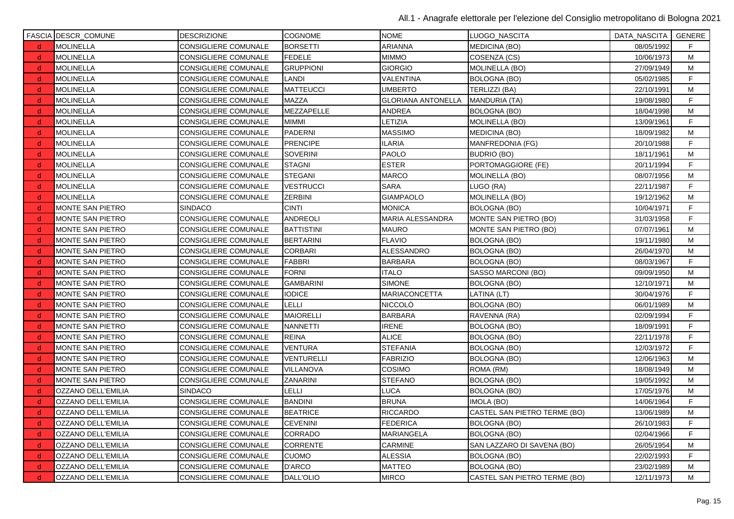| FASCIA | DESCR_COMUNE | DESCRIZIONE | COGNOME | NOME | LUOGO_NASCITA | DATA_NASCITA | GENERE |
|---|---|---|---|---|---|---|---|
| d | MOLINELLA | CONSIGLIERE COMUNALE | BORSETTI | ARIANNA | MEDICINA (BO) | 08/05/1992 | F |
| d | MOLINELLA | CONSIGLIERE COMUNALE | FEDELE | MIMMO | COSENZA (CS) | 10/06/1973 | M |
| d | MOLINELLA | CONSIGLIERE COMUNALE | GRUPPIONI | GIORGIO | MOLINELLA (BO) | 27/09/1949 | M |
| d | MOLINELLA | CONSIGLIERE COMUNALE | LANDI | VALENTINA | BOLOGNA (BO) | 05/02/1985 | F |
| d | MOLINELLA | CONSIGLIERE COMUNALE | MATTEUCCI | UMBERTO | TERLIZZI (BA) | 22/10/1991 | M |
| d | MOLINELLA | CONSIGLIERE COMUNALE | MAZZA | GLORIANA ANTONELLA | MANDURIA (TA) | 19/08/1980 | F |
| d | MOLINELLA | CONSIGLIERE COMUNALE | MEZZAPELLE | ANDREA | BOLOGNA (BO) | 18/04/1998 | M |
| d | MOLINELLA | CONSIGLIERE COMUNALE | MIMMI | LETIZIA | MOLINELLA (BO) | 13/09/1961 | F |
| d | MOLINELLA | CONSIGLIERE COMUNALE | PADERNI | MASSIMO | MEDICINA (BO) | 18/09/1982 | M |
| d | MOLINELLA | CONSIGLIERE COMUNALE | PRENCIPE | ILARIA | MANFREDONIA (FG) | 20/10/1988 | F |
| d | MOLINELLA | CONSIGLIERE COMUNALE | SOVERINI | PAOLO | BUDRIO (BO) | 18/11/1961 | M |
| d | MOLINELLA | CONSIGLIERE COMUNALE | STAGNI | ESTER | PORTOMAGGIORE (FE) | 20/11/1994 | F |
| d | MOLINELLA | CONSIGLIERE COMUNALE | STEGANI | MARCO | MOLINELLA (BO) | 08/07/1956 | M |
| d | MOLINELLA | CONSIGLIERE COMUNALE | VESTRUCCI | SARA | LUGO (RA) | 22/11/1987 | F |
| d | MOLINELLA | CONSIGLIERE COMUNALE | ZERBINI | GIAMPAOLO | MOLINELLA (BO) | 19/12/1962 | M |
| d | MONTE SAN PIETRO | SINDACO | CINTI | MONICA | BOLOGNA (BO) | 10/04/1971 | F |
| d | MONTE SAN PIETRO | CONSIGLIERE COMUNALE | ANDREOLI | MARIA ALESSANDRA | MONTE SAN PIETRO (BO) | 31/03/1958 | F |
| d | MONTE SAN PIETRO | CONSIGLIERE COMUNALE | BATTISTINI | MAURO | MONTE SAN PIETRO (BO) | 07/07/1961 | M |
| d | MONTE SAN PIETRO | CONSIGLIERE COMUNALE | BERTARINI | FLAVIO | BOLOGNA (BO) | 19/11/1980 | M |
| d | MONTE SAN PIETRO | CONSIGLIERE COMUNALE | CORBARI | ALESSANDRO | BOLOGNA (BO) | 26/04/1970 | M |
| d | MONTE SAN PIETRO | CONSIGLIERE COMUNALE | FABBRI | BARBARA | BOLOGNA (BO) | 08/03/1967 | F |
| d | MONTE SAN PIETRO | CONSIGLIERE COMUNALE | FORNI | ITALO | SASSO MARCONI (BO) | 09/09/1950 | M |
| d | MONTE SAN PIETRO | CONSIGLIERE COMUNALE | GAMBARINI | SIMONE | BOLOGNA (BO) | 12/10/1971 | M |
| d | MONTE SAN PIETRO | CONSIGLIERE COMUNALE | IODICE | MARIACONCETTA | LATINA (LT) | 30/04/1976 | F |
| d | MONTE SAN PIETRO | CONSIGLIERE COMUNALE | LELLI | NICCOLÒ | BOLOGNA (BO) | 06/01/1989 | M |
| d | MONTE SAN PIETRO | CONSIGLIERE COMUNALE | MAIORELLI | BARBARA | RAVENNA (RA) | 02/09/1994 | F |
| d | MONTE SAN PIETRO | CONSIGLIERE COMUNALE | NANNETTI | IRENE | BOLOGNA (BO) | 18/09/1991 | F |
| d | MONTE SAN PIETRO | CONSIGLIERE COMUNALE | REINA | ALICE | BOLOGNA (BO) | 22/11/1978 | F |
| d | MONTE SAN PIETRO | CONSIGLIERE COMUNALE | VENTURA | STEFANIA | BOLOGNA (BO) | 12/03/1972 | F |
| d | MONTE SAN PIETRO | CONSIGLIERE COMUNALE | VENTURELLI | FABRIZIO | BOLOGNA (BO) | 12/06/1963 | M |
| d | MONTE SAN PIETRO | CONSIGLIERE COMUNALE | VILLANOVA | COSIMO | ROMA (RM) | 18/08/1949 | M |
| d | MONTE SAN PIETRO | CONSIGLIERE COMUNALE | ZANARINI | STEFANO | BOLOGNA (BO) | 19/05/1992 | M |
| d | OZZANO DELL'EMILIA | SINDACO | LELLI | LUCA | BOLOGNA (BO) | 17/05/1976 | M |
| d | OZZANO DELL'EMILIA | CONSIGLIERE COMUNALE | BANDINI | BRUNA | IMOLA (BO) | 14/06/1964 | F |
| d | OZZANO DELL'EMILIA | CONSIGLIERE COMUNALE | BEATRICE | RICCARDO | CASTEL SAN PIETRO TERME (BO) | 13/06/1989 | M |
| d | OZZANO DELL'EMILIA | CONSIGLIERE COMUNALE | CEVENINI | FEDERICA | BOLOGNA (BO) | 26/10/1983 | F |
| d | OZZANO DELL'EMILIA | CONSIGLIERE COMUNALE | CORRADO | MARIANGELA | BOLOGNA (BO) | 02/04/1966 | F |
| d | OZZANO DELL'EMILIA | CONSIGLIERE COMUNALE | CORRENTE | CARMINE | SAN LAZZARO DI SAVENA (BO) | 26/05/1954 | M |
| d | OZZANO DELL'EMILIA | CONSIGLIERE COMUNALE | CUOMO | ALESSIA | BOLOGNA (BO) | 22/02/1993 | F |
| d | OZZANO DELL'EMILIA | CONSIGLIERE COMUNALE | D'ARCO | MATTEO | BOLOGNA (BO) | 23/02/1989 | M |
| d | OZZANO DELL'EMILIA | CONSIGLIERE COMUNALE | DALL'OLIO | MIRCO | CASTEL SAN PIETRO TERME (BO) | 12/11/1973 | M |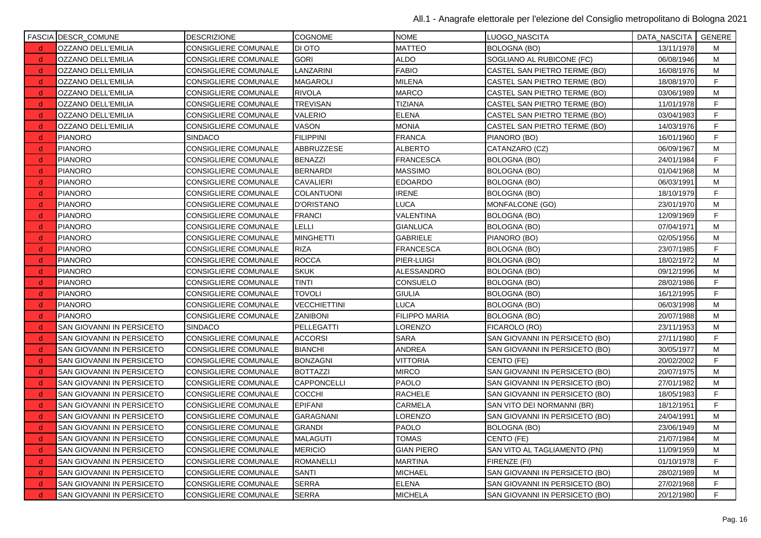| FASCIA | DESCR_COMUNE | DESCRIZIONE | COGNOME | NOME | LUOGO_NASCITA | DATA_NASCITA | GENERE |
|---|---|---|---|---|---|---|---|
| d | OZZANO DELL'EMILIA | CONSIGLIERE COMUNALE | DI OTO | MATTEO | BOLOGNA (BO) | 13/11/1978 | M |
| d | OZZANO DELL'EMILIA | CONSIGLIERE COMUNALE | GORI | ALDO | SOGLIANO AL RUBICONE (FC) | 06/08/1946 | M |
| d | OZZANO DELL'EMILIA | CONSIGLIERE COMUNALE | LANZARINI | FABIO | CASTEL SAN PIETRO TERME (BO) | 16/08/1976 | M |
| d | OZZANO DELL'EMILIA | CONSIGLIERE COMUNALE | MAGAROLI | MILENA | CASTEL SAN PIETRO TERME (BO) | 18/08/1970 | F |
| d | OZZANO DELL'EMILIA | CONSIGLIERE COMUNALE | RIVOLA | MARCO | CASTEL SAN PIETRO TERME (BO) | 03/06/1989 | M |
| d | OZZANO DELL'EMILIA | CONSIGLIERE COMUNALE | TREVISAN | TIZIANA | CASTEL SAN PIETRO TERME (BO) | 11/01/1978 | F |
| d | OZZANO DELL'EMILIA | CONSIGLIERE COMUNALE | VALERIO | ELENA | CASTEL SAN PIETRO TERME (BO) | 03/04/1983 | F |
| d | OZZANO DELL'EMILIA | CONSIGLIERE COMUNALE | VASON | MONIA | CASTEL SAN PIETRO TERME (BO) | 14/03/1976 | F |
| d | PIANORO | SINDACO | FILIPPINI | FRANCA | PIANORO (BO) | 16/01/1960 | F |
| d | PIANORO | CONSIGLIERE COMUNALE | ABBRUZZESE | ALBERTO | CATANZARO (CZ) | 06/09/1967 | M |
| d | PIANORO | CONSIGLIERE COMUNALE | BENAZZI | FRANCESCA | BOLOGNA (BO) | 24/01/1984 | F |
| d | PIANORO | CONSIGLIERE COMUNALE | BERNARDI | MASSIMO | BOLOGNA (BO) | 01/04/1968 | M |
| d | PIANORO | CONSIGLIERE COMUNALE | CAVALIERI | EDOARDO | BOLOGNA (BO) | 06/03/1991 | M |
| d | PIANORO | CONSIGLIERE COMUNALE | COLANTUONI | IRENE | BOLOGNA (BO) | 18/10/1979 | F |
| d | PIANORO | CONSIGLIERE COMUNALE | D'ORISTANO | LUCA | MONFALCONE (GO) | 23/01/1970 | M |
| d | PIANORO | CONSIGLIERE COMUNALE | FRANCI | VALENTINA | BOLOGNA (BO) | 12/09/1969 | F |
| d | PIANORO | CONSIGLIERE COMUNALE | LELLI | GIANLUCA | BOLOGNA (BO) | 07/04/1971 | M |
| d | PIANORO | CONSIGLIERE COMUNALE | MINGHETTI | GABRIELE | PIANORO (BO) | 02/05/1956 | M |
| d | PIANORO | CONSIGLIERE COMUNALE | RIZA | FRANCESCA | BOLOGNA (BO) | 23/07/1985 | F |
| d | PIANORO | CONSIGLIERE COMUNALE | ROCCA | PIER-LUIGI | BOLOGNA (BO) | 18/02/1972 | M |
| d | PIANORO | CONSIGLIERE COMUNALE | SKUK | ALESSANDRO | BOLOGNA (BO) | 09/12/1996 | M |
| d | PIANORO | CONSIGLIERE COMUNALE | TINTI | CONSUELO | BOLOGNA (BO) | 28/02/1986 | F |
| d | PIANORO | CONSIGLIERE COMUNALE | TOVOLI | GIULIA | BOLOGNA (BO) | 16/12/1995 | F |
| d | PIANORO | CONSIGLIERE COMUNALE | VECCHIETTINI | LUCA | BOLOGNA (BO) | 06/03/1998 | M |
| d | PIANORO | CONSIGLIERE COMUNALE | ZANIBONI | FILIPPO MARIA | BOLOGNA (BO) | 20/07/1988 | M |
| d | SAN GIOVANNI IN PERSICETO | SINDACO | PELLEGATTI | LORENZO | FICAROLO (RO) | 23/11/1953 | M |
| d | SAN GIOVANNI IN PERSICETO | CONSIGLIERE COMUNALE | ACCORSI | SARA | SAN GIOVANNI IN PERSICETO (BO) | 27/11/1980 | F |
| d | SAN GIOVANNI IN PERSICETO | CONSIGLIERE COMUNALE | BIANCHI | ANDREA | SAN GIOVANNI IN PERSICETO (BO) | 30/05/1977 | M |
| d | SAN GIOVANNI IN PERSICETO | CONSIGLIERE COMUNALE | BONZAGNI | VITTORIA | CENTO (FE) | 20/02/2002 | F |
| d | SAN GIOVANNI IN PERSICETO | CONSIGLIERE COMUNALE | BOTTAZZI | MIRCO | SAN GIOVANNI IN PERSICETO (BO) | 20/07/1975 | M |
| d | SAN GIOVANNI IN PERSICETO | CONSIGLIERE COMUNALE | CAPPONCELLI | PAOLO | SAN GIOVANNI IN PERSICETO (BO) | 27/01/1982 | M |
| d | SAN GIOVANNI IN PERSICETO | CONSIGLIERE COMUNALE | COCCHI | RACHELE | SAN GIOVANNI IN PERSICETO (BO) | 18/05/1983 | F |
| d | SAN GIOVANNI IN PERSICETO | CONSIGLIERE COMUNALE | EPIFANI | CARMELA | SAN VITO DEI NORMANNI (BR) | 18/12/1951 | F |
| d | SAN GIOVANNI IN PERSICETO | CONSIGLIERE COMUNALE | GARAGNANI | LORENZO | SAN GIOVANNI IN PERSICETO (BO) | 24/04/1991 | M |
| d | SAN GIOVANNI IN PERSICETO | CONSIGLIERE COMUNALE | GRANDI | PAOLO | BOLOGNA (BO) | 23/06/1949 | M |
| d | SAN GIOVANNI IN PERSICETO | CONSIGLIERE COMUNALE | MALAGUTI | TOMAS | CENTO (FE) | 21/07/1984 | M |
| d | SAN GIOVANNI IN PERSICETO | CONSIGLIERE COMUNALE | MERICIO | GIAN PIERO | SAN VITO AL TAGLIAMENTO (PN) | 11/09/1959 | M |
| d | SAN GIOVANNI IN PERSICETO | CONSIGLIERE COMUNALE | ROMANELLI | MARTINA | FIRENZE (FI) | 01/10/1978 | F |
| d | SAN GIOVANNI IN PERSICETO | CONSIGLIERE COMUNALE | SANTI | MICHAEL | SAN GIOVANNI IN PERSICETO (BO) | 28/02/1989 | M |
| d | SAN GIOVANNI IN PERSICETO | CONSIGLIERE COMUNALE | SERRA | ELENA | SAN GIOVANNI IN PERSICETO (BO) | 27/02/1968 | F |
| d | SAN GIOVANNI IN PERSICETO | CONSIGLIERE COMUNALE | SERRA | MICHELA | SAN GIOVANNI IN PERSICETO (BO) | 20/12/1980 | F |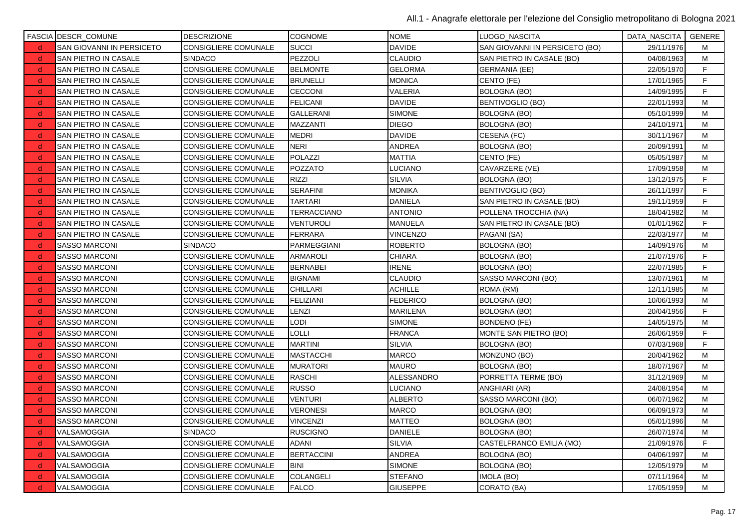| FASCIA | DESCR_COMUNE | DESCRIZIONE | COGNOME | NOME | LUOGO_NASCITA | DATA_NASCITA | GENERE |
|---|---|---|---|---|---|---|---|
| d | SAN GIOVANNI IN PERSICETO | CONSIGLIERE COMUNALE | SUCCI | DAVIDE | SAN GIOVANNI IN PERSICETO (BO) | 29/11/1976 | M |
| d | SAN PIETRO IN CASALE | SINDACO | PEZZOLI | CLAUDIO | SAN PIETRO IN CASALE (BO) | 04/08/1963 | M |
| d | SAN PIETRO IN CASALE | CONSIGLIERE COMUNALE | BELMONTE | GELORMA | GERMANIA (EE) | 22/05/1970 | F |
| d | SAN PIETRO IN CASALE | CONSIGLIERE COMUNALE | BRUNELLI | MONICA | CENTO (FE) | 17/01/1965 | F |
| d | SAN PIETRO IN CASALE | CONSIGLIERE COMUNALE | CECCONI | VALERIA | BOLOGNA (BO) | 14/09/1995 | F |
| d | SAN PIETRO IN CASALE | CONSIGLIERE COMUNALE | FELICANI | DAVIDE | BENTIVOGLIO (BO) | 22/01/1993 | M |
| d | SAN PIETRO IN CASALE | CONSIGLIERE COMUNALE | GALLERANI | SIMONE | BOLOGNA (BO) | 05/10/1999 | M |
| d | SAN PIETRO IN CASALE | CONSIGLIERE COMUNALE | MAZZANTI | DIEGO | BOLOGNA (BO) | 24/10/1971 | M |
| d | SAN PIETRO IN CASALE | CONSIGLIERE COMUNALE | MEDRI | DAVIDE | CESENA (FC) | 30/11/1967 | M |
| d | SAN PIETRO IN CASALE | CONSIGLIERE COMUNALE | NERI | ANDREA | BOLOGNA (BO) | 20/09/1991 | M |
| d | SAN PIETRO IN CASALE | CONSIGLIERE COMUNALE | POLAZZI | MATTIA | CENTO (FE) | 05/05/1987 | M |
| d | SAN PIETRO IN CASALE | CONSIGLIERE COMUNALE | POZZATO | LUCIANO | CAVARZERE (VE) | 17/09/1958 | M |
| d | SAN PIETRO IN CASALE | CONSIGLIERE COMUNALE | RIZZI | SILVIA | BOLOGNA (BO) | 13/12/1975 | F |
| d | SAN PIETRO IN CASALE | CONSIGLIERE COMUNALE | SERAFINI | MONIKA | BENTIVOGLIO (BO) | 26/11/1997 | F |
| d | SAN PIETRO IN CASALE | CONSIGLIERE COMUNALE | TARTARI | DANIELA | SAN PIETRO IN CASALE (BO) | 19/11/1959 | F |
| d | SAN PIETRO IN CASALE | CONSIGLIERE COMUNALE | TERRACCIANO | ANTONIO | POLLENA TROCCHIA (NA) | 18/04/1982 | M |
| d | SAN PIETRO IN CASALE | CONSIGLIERE COMUNALE | VENTUROLI | MANUELA | SAN PIETRO IN CASALE (BO) | 01/01/1962 | F |
| d | SAN PIETRO IN CASALE | CONSIGLIERE COMUNALE | FERRARA | VINCENZO | PAGANI (SA) | 22/03/1977 | M |
| d | SASSO MARCONI | SINDACO | PARMEGGIANI | ROBERTO | BOLOGNA (BO) | 14/09/1976 | M |
| d | SASSO MARCONI | CONSIGLIERE COMUNALE | ARMAROLI | CHIARA | BOLOGNA (BO) | 21/07/1976 | F |
| d | SASSO MARCONI | CONSIGLIERE COMUNALE | BERNABEI | IRENE | BOLOGNA (BO) | 22/07/1985 | F |
| d | SASSO MARCONI | CONSIGLIERE COMUNALE | BIGNAMI | CLAUDIO | SASSO MARCONI (BO) | 13/07/1961 | M |
| d | SASSO MARCONI | CONSIGLIERE COMUNALE | CHILLARI | ACHILLE | ROMA (RM) | 12/11/1985 | M |
| d | SASSO MARCONI | CONSIGLIERE COMUNALE | FELIZIANI | FEDERICO | BOLOGNA (BO) | 10/06/1993 | M |
| d | SASSO MARCONI | CONSIGLIERE COMUNALE | LENZI | MARILENA | BOLOGNA (BO) | 20/04/1956 | F |
| d | SASSO MARCONI | CONSIGLIERE COMUNALE | LODI | SIMONE | BONDENO (FE) | 14/05/1975 | M |
| d | SASSO MARCONI | CONSIGLIERE COMUNALE | LOLLI | FRANCA | MONTE SAN PIETRO (BO) | 26/06/1959 | F |
| d | SASSO MARCONI | CONSIGLIERE COMUNALE | MARTINI | SILVIA | BOLOGNA (BO) | 07/03/1968 | F |
| d | SASSO MARCONI | CONSIGLIERE COMUNALE | MASTACCHI | MARCO | MONZUNO (BO) | 20/04/1962 | M |
| d | SASSO MARCONI | CONSIGLIERE COMUNALE | MURATORI | MAURO | BOLOGNA (BO) | 18/07/1967 | M |
| d | SASSO MARCONI | CONSIGLIERE COMUNALE | RASCHI | ALESSANDRO | PORRETTA TERME (BO) | 31/12/1969 | M |
| d | SASSO MARCONI | CONSIGLIERE COMUNALE | RUSSO | LUCIANO | ANGHIARI (AR) | 24/08/1954 | M |
| d | SASSO MARCONI | CONSIGLIERE COMUNALE | VENTURI | ALBERTO | SASSO MARCONI (BO) | 06/07/1962 | M |
| d | SASSO MARCONI | CONSIGLIERE COMUNALE | VERONESI | MARCO | BOLOGNA (BO) | 06/09/1973 | M |
| d | SASSO MARCONI | CONSIGLIERE COMUNALE | VINCENZI | MATTEO | BOLOGNA (BO) | 05/01/1996 | M |
| d | VALSAMOGGIA | SINDACO | RUSCIGNO | DANIELE | BOLOGNA (BO) | 26/07/1974 | M |
| d | VALSAMOGGIA | CONSIGLIERE COMUNALE | ADANI | SILVIA | CASTELFRANCO EMILIA (MO) | 21/09/1976 | F |
| d | VALSAMOGGIA | CONSIGLIERE COMUNALE | BERTACCINI | ANDREA | BOLOGNA (BO) | 04/06/1997 | M |
| d | VALSAMOGGIA | CONSIGLIERE COMUNALE | BINI | SIMONE | BOLOGNA (BO) | 12/05/1979 | M |
| d | VALSAMOGGIA | CONSIGLIERE COMUNALE | COLANGELI | STEFANO | IMOLA (BO) | 07/11/1964 | M |
| d | VALSAMOGGIA | CONSIGLIERE COMUNALE | FALCO | GIUSEPPE | CORATO (BA) | 17/05/1959 | M |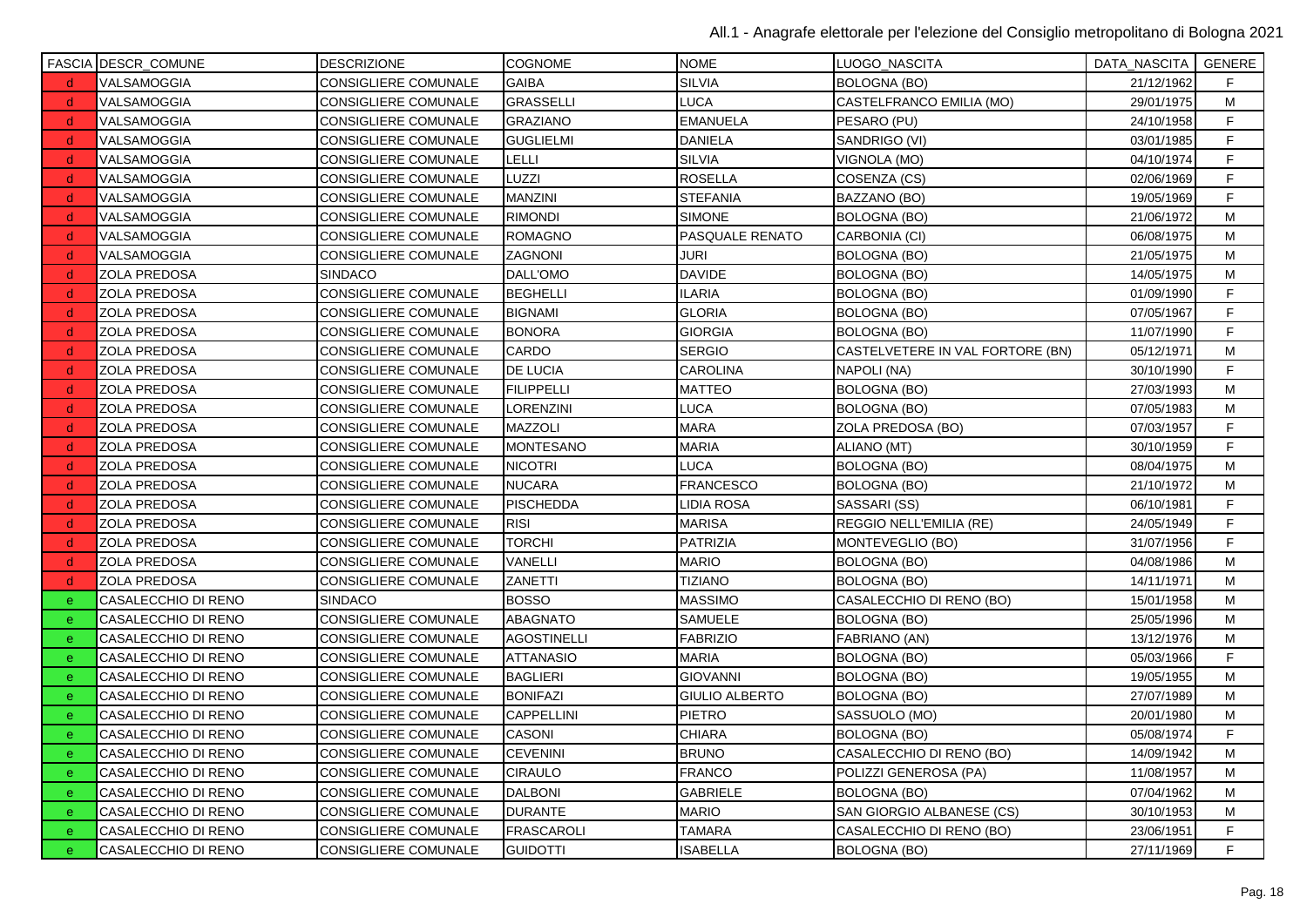| FASCIA | DESCR_COMUNE | DESCRIZIONE | COGNOME | NOME | LUOGO_NASCITA | DATA_NASCITA | GENERE |
|---|---|---|---|---|---|---|---|
| d | VALSAMOGGIA | CONSIGLIERE COMUNALE | GAIBA | SILVIA | BOLOGNA (BO) | 21/12/1962 | F |
| d | VALSAMOGGIA | CONSIGLIERE COMUNALE | GRASSELLI | LUCA | CASTELFRANCO EMILIA (MO) | 29/01/1975 | M |
| d | VALSAMOGGIA | CONSIGLIERE COMUNALE | GRAZIANO | EMANUELA | PESARO (PU) | 24/10/1958 | F |
| d | VALSAMOGGIA | CONSIGLIERE COMUNALE | GUGLIELMI | DANIELA | SANDRIGO (VI) | 03/01/1985 | F |
| d | VALSAMOGGIA | CONSIGLIERE COMUNALE | LELLI | SILVIA | VIGNOLA (MO) | 04/10/1974 | F |
| d | VALSAMOGGIA | CONSIGLIERE COMUNALE | LUZZI | ROSELLA | COSENZA (CS) | 02/06/1969 | F |
| d | VALSAMOGGIA | CONSIGLIERE COMUNALE | MANZINI | STEFANIA | BAZZANO (BO) | 19/05/1969 | F |
| d | VALSAMOGGIA | CONSIGLIERE COMUNALE | RIMONDI | SIMONE | BOLOGNA (BO) | 21/06/1972 | M |
| d | VALSAMOGGIA | CONSIGLIERE COMUNALE | ROMAGNO | PASQUALE RENATO | CARBONIA (CI) | 06/08/1975 | M |
| d | VALSAMOGGIA | CONSIGLIERE COMUNALE | ZAGNONI | JURI | BOLOGNA (BO) | 21/05/1975 | M |
| d | ZOLA PREDOSA | SINDACO | DALL'OMO | DAVIDE | BOLOGNA (BO) | 14/05/1975 | M |
| d | ZOLA PREDOSA | CONSIGLIERE COMUNALE | BEGHELLI | ILARIA | BOLOGNA (BO) | 01/09/1990 | F |
| d | ZOLA PREDOSA | CONSIGLIERE COMUNALE | BIGNAMI | GLORIA | BOLOGNA (BO) | 07/05/1967 | F |
| d | ZOLA PREDOSA | CONSIGLIERE COMUNALE | BONORA | GIORGIA | BOLOGNA (BO) | 11/07/1990 | F |
| d | ZOLA PREDOSA | CONSIGLIERE COMUNALE | CARDO | SERGIO | CASTELVETERE IN VAL FORTORE (BN) | 05/12/1971 | M |
| d | ZOLA PREDOSA | CONSIGLIERE COMUNALE | DE LUCIA | CAROLINA | NAPOLI (NA) | 30/10/1990 | F |
| d | ZOLA PREDOSA | CONSIGLIERE COMUNALE | FILIPPELLI | MATTEO | BOLOGNA (BO) | 27/03/1993 | M |
| d | ZOLA PREDOSA | CONSIGLIERE COMUNALE | LORENZINI | LUCA | BOLOGNA (BO) | 07/05/1983 | M |
| d | ZOLA PREDOSA | CONSIGLIERE COMUNALE | MAZZOLI | MARA | ZOLA PREDOSA (BO) | 07/03/1957 | F |
| d | ZOLA PREDOSA | CONSIGLIERE COMUNALE | MONTESANO | MARIA | ALIANO (MT) | 30/10/1959 | F |
| d | ZOLA PREDOSA | CONSIGLIERE COMUNALE | NICOTRI | LUCA | BOLOGNA (BO) | 08/04/1975 | M |
| d | ZOLA PREDOSA | CONSIGLIERE COMUNALE | NUCARA | FRANCESCO | BOLOGNA (BO) | 21/10/1972 | M |
| d | ZOLA PREDOSA | CONSIGLIERE COMUNALE | PISCHEDDA | LIDIA ROSA | SASSARI (SS) | 06/10/1981 | F |
| d | ZOLA PREDOSA | CONSIGLIERE COMUNALE | RISI | MARISA | REGGIO NELL'EMILIA (RE) | 24/05/1949 | F |
| d | ZOLA PREDOSA | CONSIGLIERE COMUNALE | TORCHI | PATRIZIA | MONTEVEGLIO (BO) | 31/07/1956 | F |
| d | ZOLA PREDOSA | CONSIGLIERE COMUNALE | VANELLI | MARIO | BOLOGNA (BO) | 04/08/1986 | M |
| d | ZOLA PREDOSA | CONSIGLIERE COMUNALE | ZANETTI | TIZIANO | BOLOGNA (BO) | 14/11/1971 | M |
| e | CASALECCHIO DI RENO | SINDACO | BOSSO | MASSIMO | CASALECCHIO DI RENO (BO) | 15/01/1958 | M |
| e | CASALECCHIO DI RENO | CONSIGLIERE COMUNALE | ABAGNATO | SAMUELE | BOLOGNA (BO) | 25/05/1996 | M |
| e | CASALECCHIO DI RENO | CONSIGLIERE COMUNALE | AGOSTINELLI | FABRIZIO | FABRIANO (AN) | 13/12/1976 | M |
| e | CASALECCHIO DI RENO | CONSIGLIERE COMUNALE | ATTANASIO | MARIA | BOLOGNA (BO) | 05/03/1966 | F |
| e | CASALECCHIO DI RENO | CONSIGLIERE COMUNALE | BAGLIERI | GIOVANNI | BOLOGNA (BO) | 19/05/1955 | M |
| e | CASALECCHIO DI RENO | CONSIGLIERE COMUNALE | BONIFAZI | GIULIO ALBERTO | BOLOGNA (BO) | 27/07/1989 | M |
| e | CASALECCHIO DI RENO | CONSIGLIERE COMUNALE | CAPPELLINI | PIETRO | SASSUOLO (MO) | 20/01/1980 | M |
| e | CASALECCHIO DI RENO | CONSIGLIERE COMUNALE | CASONI | CHIARA | BOLOGNA (BO) | 05/08/1974 | F |
| e | CASALECCHIO DI RENO | CONSIGLIERE COMUNALE | CEVENINI | BRUNO | CASALECCHIO DI RENO (BO) | 14/09/1942 | M |
| e | CASALECCHIO DI RENO | CONSIGLIERE COMUNALE | CIRAULO | FRANCO | POLIZZI GENEROSA (PA) | 11/08/1957 | M |
| e | CASALECCHIO DI RENO | CONSIGLIERE COMUNALE | DALBONI | GABRIELE | BOLOGNA (BO) | 07/04/1962 | M |
| e | CASALECCHIO DI RENO | CONSIGLIERE COMUNALE | DURANTE | MARIO | SAN GIORGIO ALBANESE (CS) | 30/10/1953 | M |
| e | CASALECCHIO DI RENO | CONSIGLIERE COMUNALE | FRASCAROLI | TAMARA | CASALECCHIO DI RENO (BO) | 23/06/1951 | F |
| e | CASALECCHIO DI RENO | CONSIGLIERE COMUNALE | GUIDOTTI | ISABELLA | BOLOGNA (BO) | 27/11/1969 | F |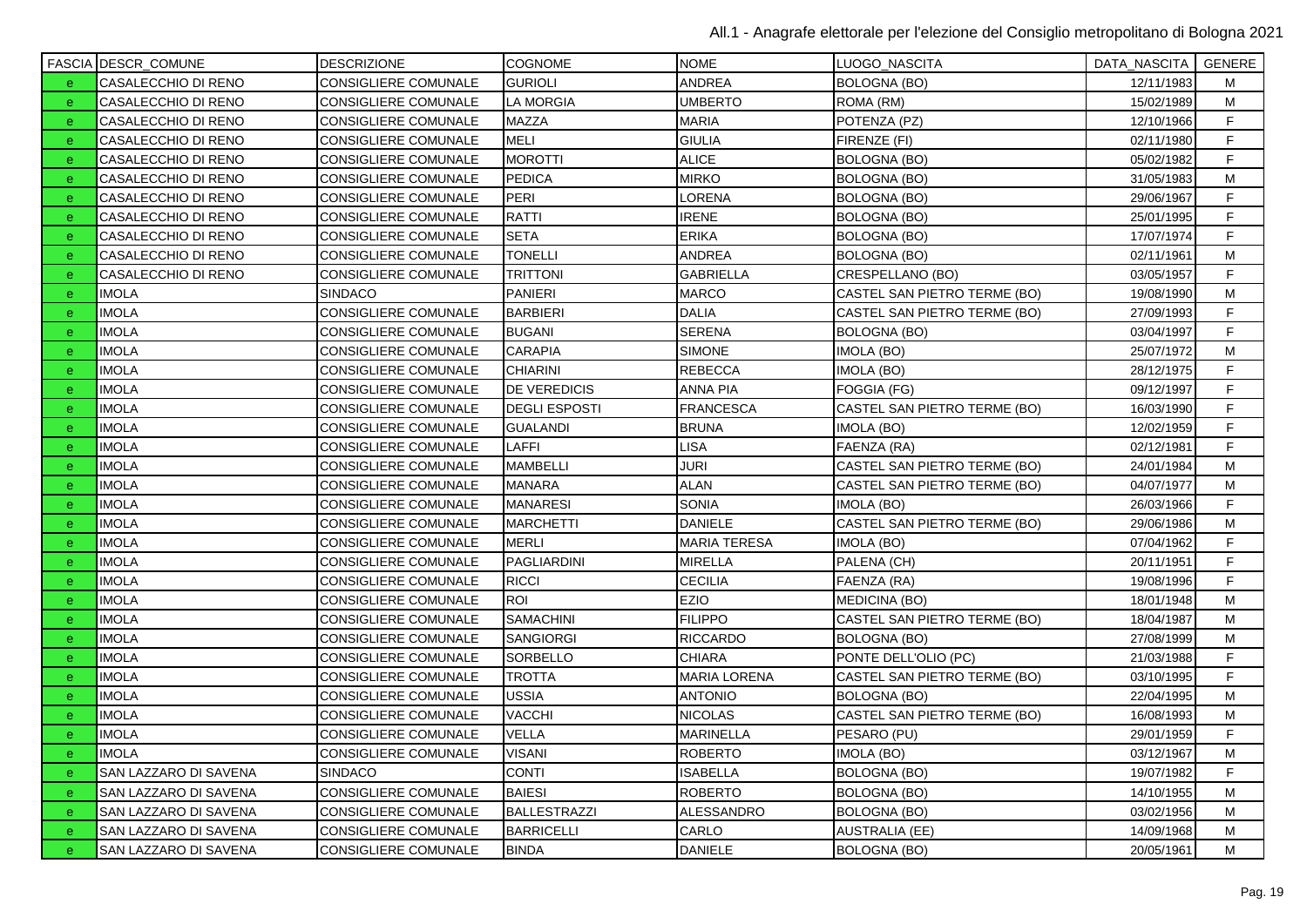| FASCIA | DESCR_COMUNE | DESCRIZIONE | COGNOME | NOME | LUOGO_NASCITA | DATA_NASCITA | GENERE |
|---|---|---|---|---|---|---|---|
| e | CASALECCHIO DI RENO | CONSIGLIERE COMUNALE | GURIOLI | ANDREA | BOLOGNA (BO) | 12/11/1983 | M |
| e | CASALECCHIO DI RENO | CONSIGLIERE COMUNALE | LA MORGIA | UMBERTO | ROMA (RM) | 15/02/1989 | M |
| e | CASALECCHIO DI RENO | CONSIGLIERE COMUNALE | MAZZA | MARIA | POTENZA (PZ) | 12/10/1966 | F |
| e | CASALECCHIO DI RENO | CONSIGLIERE COMUNALE | MELI | GIULIA | FIRENZE (FI) | 02/11/1980 | F |
| e | CASALECCHIO DI RENO | CONSIGLIERE COMUNALE | MOROTTI | ALICE | BOLOGNA (BO) | 05/02/1982 | F |
| e | CASALECCHIO DI RENO | CONSIGLIERE COMUNALE | PEDICA | MIRKO | BOLOGNA (BO) | 31/05/1983 | M |
| e | CASALECCHIO DI RENO | CONSIGLIERE COMUNALE | PERI | LORENA | BOLOGNA (BO) | 29/06/1967 | F |
| e | CASALECCHIO DI RENO | CONSIGLIERE COMUNALE | RATTI | IRENE | BOLOGNA (BO) | 25/01/1995 | F |
| e | CASALECCHIO DI RENO | CONSIGLIERE COMUNALE | SETA | ERIKA | BOLOGNA (BO) | 17/07/1974 | F |
| e | CASALECCHIO DI RENO | CONSIGLIERE COMUNALE | TONELLI | ANDREA | BOLOGNA (BO) | 02/11/1961 | M |
| e | CASALECCHIO DI RENO | CONSIGLIERE COMUNALE | TRITTONI | GABRIELLA | CRESPELLANO (BO) | 03/05/1957 | F |
| e | IMOLA | SINDACO | PANIERI | MARCO | CASTEL SAN PIETRO TERME (BO) | 19/08/1990 | M |
| e | IMOLA | CONSIGLIERE COMUNALE | BARBIERI | DALIA | CASTEL SAN PIETRO TERME (BO) | 27/09/1993 | F |
| e | IMOLA | CONSIGLIERE COMUNALE | BUGANI | SERENA | BOLOGNA (BO) | 03/04/1997 | F |
| e | IMOLA | CONSIGLIERE COMUNALE | CARAPIA | SIMONE | IMOLA (BO) | 25/07/1972 | M |
| e | IMOLA | CONSIGLIERE COMUNALE | CHIARINI | REBECCA | IMOLA (BO) | 28/12/1975 | F |
| e | IMOLA | CONSIGLIERE COMUNALE | DE VEREDICIS | ANNA PIA | FOGGIA (FG) | 09/12/1997 | F |
| e | IMOLA | CONSIGLIERE COMUNALE | DEGLI ESPOSTI | FRANCESCA | CASTEL SAN PIETRO TERME (BO) | 16/03/1990 | F |
| e | IMOLA | CONSIGLIERE COMUNALE | GUALANDI | BRUNA | IMOLA (BO) | 12/02/1959 | F |
| e | IMOLA | CONSIGLIERE COMUNALE | LAFFI | LISA | FAENZA (RA) | 02/12/1981 | F |
| e | IMOLA | CONSIGLIERE COMUNALE | MAMBELLI | JURI | CASTEL SAN PIETRO TERME (BO) | 24/01/1984 | M |
| e | IMOLA | CONSIGLIERE COMUNALE | MANARA | ALAN | CASTEL SAN PIETRO TERME (BO) | 04/07/1977 | M |
| e | IMOLA | CONSIGLIERE COMUNALE | MANARESI | SONIA | IMOLA (BO) | 26/03/1966 | F |
| e | IMOLA | CONSIGLIERE COMUNALE | MARCHETTI | DANIELE | CASTEL SAN PIETRO TERME (BO) | 29/06/1986 | M |
| e | IMOLA | CONSIGLIERE COMUNALE | MERLI | MARIA TERESA | IMOLA (BO) | 07/04/1962 | F |
| e | IMOLA | CONSIGLIERE COMUNALE | PAGLIARDINI | MIRELLA | PALENA (CH) | 20/11/1951 | F |
| e | IMOLA | CONSIGLIERE COMUNALE | RICCI | CECILIA | FAENZA (RA) | 19/08/1996 | F |
| e | IMOLA | CONSIGLIERE COMUNALE | ROI | EZIO | MEDICINA (BO) | 18/01/1948 | M |
| e | IMOLA | CONSIGLIERE COMUNALE | SAMACHINI | FILIPPO | CASTEL SAN PIETRO TERME (BO) | 18/04/1987 | M |
| e | IMOLA | CONSIGLIERE COMUNALE | SANGIORGI | RICCARDO | BOLOGNA (BO) | 27/08/1999 | M |
| e | IMOLA | CONSIGLIERE COMUNALE | SORBELLO | CHIARA | PONTE DELL'OLIO (PC) | 21/03/1988 | F |
| e | IMOLA | CONSIGLIERE COMUNALE | TROTTA | MARIA LORENA | CASTEL SAN PIETRO TERME (BO) | 03/10/1995 | F |
| e | IMOLA | CONSIGLIERE COMUNALE | USSIA | ANTONIO | BOLOGNA (BO) | 22/04/1995 | M |
| e | IMOLA | CONSIGLIERE COMUNALE | VACCHI | NICOLAS | CASTEL SAN PIETRO TERME (BO) | 16/08/1993 | M |
| e | IMOLA | CONSIGLIERE COMUNALE | VELLA | MARINELLA | PESARO (PU) | 29/01/1959 | F |
| e | IMOLA | CONSIGLIERE COMUNALE | VISANI | ROBERTO | IMOLA (BO) | 03/12/1967 | M |
| e | SAN LAZZARO DI SAVENA | SINDACO | CONTI | ISABELLA | BOLOGNA (BO) | 19/07/1982 | F |
| e | SAN LAZZARO DI SAVENA | CONSIGLIERE COMUNALE | BAIESI | ROBERTO | BOLOGNA (BO) | 14/10/1955 | M |
| e | SAN LAZZARO DI SAVENA | CONSIGLIERE COMUNALE | BALLESTRAZZI | ALESSANDRO | BOLOGNA (BO) | 03/02/1956 | M |
| e | SAN LAZZARO DI SAVENA | CONSIGLIERE COMUNALE | BARRICELLI | CARLO | AUSTRALIA (EE) | 14/09/1968 | M |
| e | SAN LAZZARO DI SAVENA | CONSIGLIERE COMUNALE | BINDA | DANIELE | BOLOGNA (BO) | 20/05/1961 | M |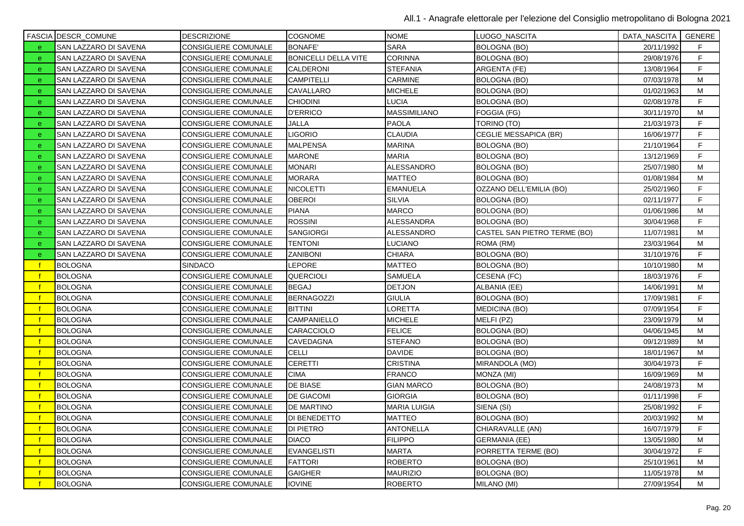| FASCIA | DESCR_COMUNE | DESCRIZIONE | COGNOME | NOME | LUOGO_NASCITA | DATA_NASCITA | GENERE |
|---|---|---|---|---|---|---|---|
| e | SAN LAZZARO DI SAVENA | CONSIGLIERE COMUNALE | BONAFE' | SARA | BOLOGNA (BO) | 20/11/1992 | F |
| e | SAN LAZZARO DI SAVENA | CONSIGLIERE COMUNALE | BONICELLI DELLA VITE | CORINNA | BOLOGNA (BO) | 29/08/1976 | F |
| e | SAN LAZZARO DI SAVENA | CONSIGLIERE COMUNALE | CALDERONI | STEFANIA | ARGENTA (FE) | 13/08/1964 | F |
| e | SAN LAZZARO DI SAVENA | CONSIGLIERE COMUNALE | CAMPITELLI | CARMINE | BOLOGNA (BO) | 07/03/1978 | M |
| e | SAN LAZZARO DI SAVENA | CONSIGLIERE COMUNALE | CAVALLARO | MICHELE | BOLOGNA (BO) | 01/02/1963 | M |
| e | SAN LAZZARO DI SAVENA | CONSIGLIERE COMUNALE | CHIODINI | LUCIA | BOLOGNA (BO) | 02/08/1978 | F |
| e | SAN LAZZARO DI SAVENA | CONSIGLIERE COMUNALE | D'ERRICO | MASSIMILIANO | FOGGIA (FG) | 30/11/1970 | M |
| e | SAN LAZZARO DI SAVENA | CONSIGLIERE COMUNALE | JALLA | PAOLA | TORINO (TO) | 21/03/1973 | F |
| e | SAN LAZZARO DI SAVENA | CONSIGLIERE COMUNALE | LIGORIO | CLAUDIA | CEGLIE MESSAPICA (BR) | 16/06/1977 | F |
| e | SAN LAZZARO DI SAVENA | CONSIGLIERE COMUNALE | MALPENSA | MARINA | BOLOGNA (BO) | 21/10/1964 | F |
| e | SAN LAZZARO DI SAVENA | CONSIGLIERE COMUNALE | MARONE | MARIA | BOLOGNA (BO) | 13/12/1969 | F |
| e | SAN LAZZARO DI SAVENA | CONSIGLIERE COMUNALE | MONARI | ALESSANDRO | BOLOGNA (BO) | 25/07/1980 | M |
| e | SAN LAZZARO DI SAVENA | CONSIGLIERE COMUNALE | MORARA | MATTEO | BOLOGNA (BO) | 01/08/1984 | M |
| e | SAN LAZZARO DI SAVENA | CONSIGLIERE COMUNALE | NICOLETTI | EMANUELA | OZZANO DELL'EMILIA (BO) | 25/02/1960 | F |
| e | SAN LAZZARO DI SAVENA | CONSIGLIERE COMUNALE | OBEROI | SILVIA | BOLOGNA (BO) | 02/11/1977 | F |
| e | SAN LAZZARO DI SAVENA | CONSIGLIERE COMUNALE | PIANA | MARCO | BOLOGNA (BO) | 01/06/1986 | M |
| e | SAN LAZZARO DI SAVENA | CONSIGLIERE COMUNALE | ROSSINI | ALESSANDRA | BOLOGNA (BO) | 30/04/1968 | F |
| e | SAN LAZZARO DI SAVENA | CONSIGLIERE COMUNALE | SANGIORGI | ALESSANDRO | CASTEL SAN PIETRO TERME (BO) | 11/07/1981 | M |
| e | SAN LAZZARO DI SAVENA | CONSIGLIERE COMUNALE | TENTONI | LUCIANO | ROMA (RM) | 23/03/1964 | M |
| e | SAN LAZZARO DI SAVENA | CONSIGLIERE COMUNALE | ZANIBONI | CHIARA | BOLOGNA (BO) | 31/10/1976 | F |
| f | BOLOGNA | SINDACO | LEPORE | MATTEO | BOLOGNA (BO) | 10/10/1980 | M |
| f | BOLOGNA | CONSIGLIERE COMUNALE | QUERCIOLI | SAMUELA | CESENA (FC) | 18/03/1976 | F |
| f | BOLOGNA | CONSIGLIERE COMUNALE | BEGAJ | DETJON | ALBANIA (EE) | 14/06/1991 | M |
| f | BOLOGNA | CONSIGLIERE COMUNALE | BERNAGOZZI | GIULIA | BOLOGNA (BO) | 17/09/1981 | F |
| f | BOLOGNA | CONSIGLIERE COMUNALE | BITTINI | LORETTA | MEDICINA (BO) | 07/09/1954 | F |
| f | BOLOGNA | CONSIGLIERE COMUNALE | CAMPANIELLO | MICHELE | MELFI (PZ) | 23/09/1979 | M |
| f | BOLOGNA | CONSIGLIERE COMUNALE | CARACCIOLO | FELICE | BOLOGNA (BO) | 04/06/1945 | M |
| f | BOLOGNA | CONSIGLIERE COMUNALE | CAVEDAGNA | STEFANO | BOLOGNA (BO) | 09/12/1989 | M |
| f | BOLOGNA | CONSIGLIERE COMUNALE | CELLI | DAVIDE | BOLOGNA (BO) | 18/01/1967 | M |
| f | BOLOGNA | CONSIGLIERE COMUNALE | CERETTI | CRISTINA | MIRANDOLA (MO) | 30/04/1973 | F |
| f | BOLOGNA | CONSIGLIERE COMUNALE | CIMA | FRANCO | MONZA (MI) | 16/09/1969 | M |
| f | BOLOGNA | CONSIGLIERE COMUNALE | DE BIASE | GIAN MARCO | BOLOGNA (BO) | 24/08/1973 | M |
| f | BOLOGNA | CONSIGLIERE COMUNALE | DE GIACOMI | GIORGIA | BOLOGNA (BO) | 01/11/1998 | F |
| f | BOLOGNA | CONSIGLIERE COMUNALE | DE MARTINO | MARIA LUIGIA | SIENA (SI) | 25/08/1992 | F |
| f | BOLOGNA | CONSIGLIERE COMUNALE | DI BENEDETTO | MATTEO | BOLOGNA (BO) | 20/03/1992 | M |
| f | BOLOGNA | CONSIGLIERE COMUNALE | DI PIETRO | ANTONELLA | CHIARAVALLE (AN) | 16/07/1979 | F |
| f | BOLOGNA | CONSIGLIERE COMUNALE | DIACO | FILIPPO | GERMANIA (EE) | 13/05/1980 | M |
| f | BOLOGNA | CONSIGLIERE COMUNALE | EVANGELISTI | MARTA | PORRETTA TERME (BO) | 30/04/1972 | F |
| f | BOLOGNA | CONSIGLIERE COMUNALE | FATTORI | ROBERTO | BOLOGNA (BO) | 25/10/1961 | M |
| f | BOLOGNA | CONSIGLIERE COMUNALE | GAIGHER | MAURIZIO | BOLOGNA (BO) | 11/05/1978 | M |
| f | BOLOGNA | CONSIGLIERE COMUNALE | IOVINE | ROBERTO | MILANO (MI) | 27/09/1954 | M |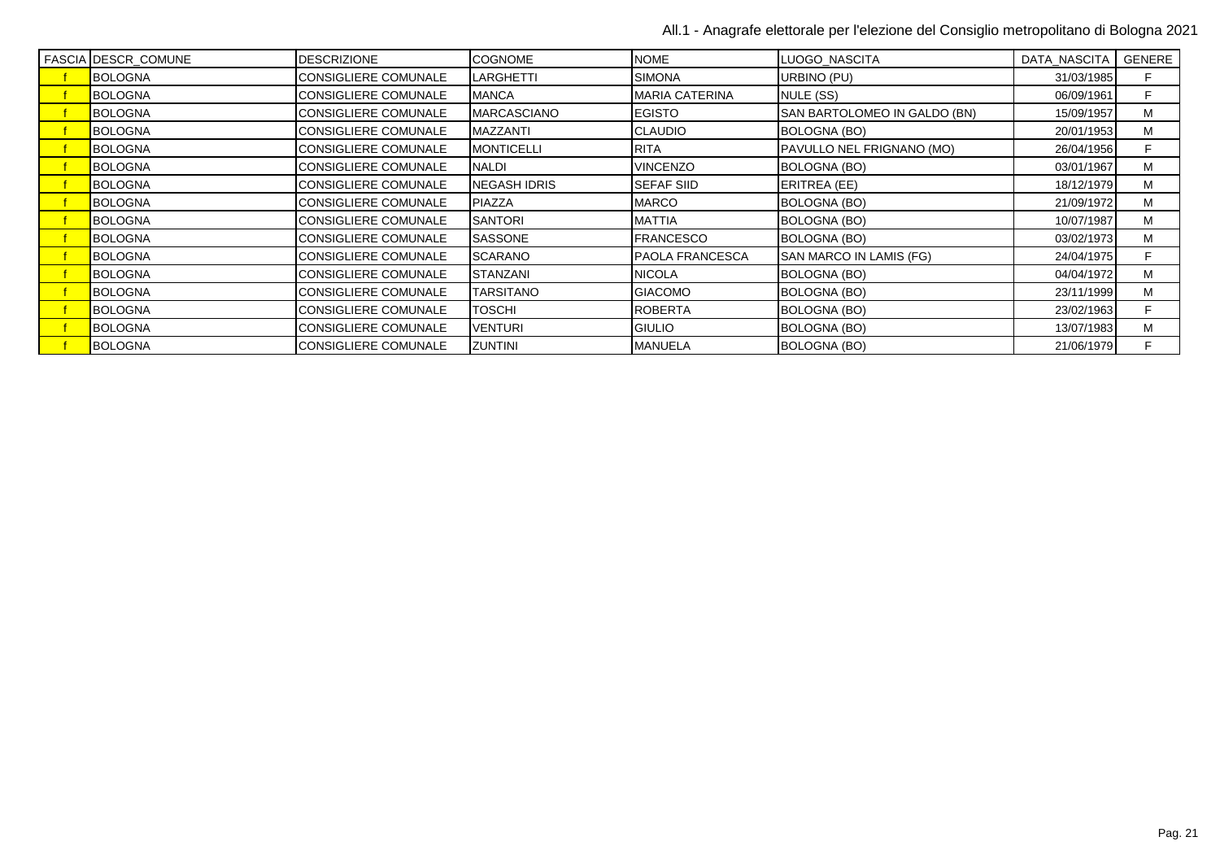| FASCIA | DESCR_COMUNE | DESCRIZIONE | COGNOME | NOME | LUOGO_NASCITA | DATA_NASCITA | GENERE |
|---|---|---|---|---|---|---|---|
| f | BOLOGNA | CONSIGLIERE COMUNALE | LARGHETTI | SIMONA | URBINO (PU) | 31/03/1985 | F |
| f | BOLOGNA | CONSIGLIERE COMUNALE | MANCA | MARIA CATERINA | NULE (SS) | 06/09/1961 | F |
| f | BOLOGNA | CONSIGLIERE COMUNALE | MARCASCIANO | EGISTO | SAN BARTOLOMEO IN GALDO (BN) | 15/09/1957 | M |
| f | BOLOGNA | CONSIGLIERE COMUNALE | MAZZANTI | CLAUDIO | BOLOGNA (BO) | 20/01/1953 | M |
| f | BOLOGNA | CONSIGLIERE COMUNALE | MONTICELLI | RITA | PAVULLO NEL FRIGNANO (MO) | 26/04/1956 | F |
| f | BOLOGNA | CONSIGLIERE COMUNALE | NALDI | VINCENZO | BOLOGNA (BO) | 03/01/1967 | M |
| f | BOLOGNA | CONSIGLIERE COMUNALE | NEGASH IDRIS | SEFAF SIID | ERITREA (EE) | 18/12/1979 | M |
| f | BOLOGNA | CONSIGLIERE COMUNALE | PIAZZA | MARCO | BOLOGNA (BO) | 21/09/1972 | M |
| f | BOLOGNA | CONSIGLIERE COMUNALE | SANTORI | MATTIA | BOLOGNA (BO) | 10/07/1987 | M |
| f | BOLOGNA | CONSIGLIERE COMUNALE | SASSONE | FRANCESCO | BOLOGNA (BO) | 03/02/1973 | M |
| f | BOLOGNA | CONSIGLIERE COMUNALE | SCARANO | PAOLA FRANCESCA | SAN MARCO IN LAMIS (FG) | 24/04/1975 | F |
| f | BOLOGNA | CONSIGLIERE COMUNALE | STANZANI | NICOLA | BOLOGNA (BO) | 04/04/1972 | M |
| f | BOLOGNA | CONSIGLIERE COMUNALE | TARSITANO | GIACOMO | BOLOGNA (BO) | 23/11/1999 | M |
| f | BOLOGNA | CONSIGLIERE COMUNALE | TOSCHI | ROBERTA | BOLOGNA (BO) | 23/02/1963 | F |
| f | BOLOGNA | CONSIGLIERE COMUNALE | VENTURI | GIULIO | BOLOGNA (BO) | 13/07/1983 | M |
| f | BOLOGNA | CONSIGLIERE COMUNALE | ZUNTINI | MANUELA | BOLOGNA (BO) | 21/06/1979 | F |